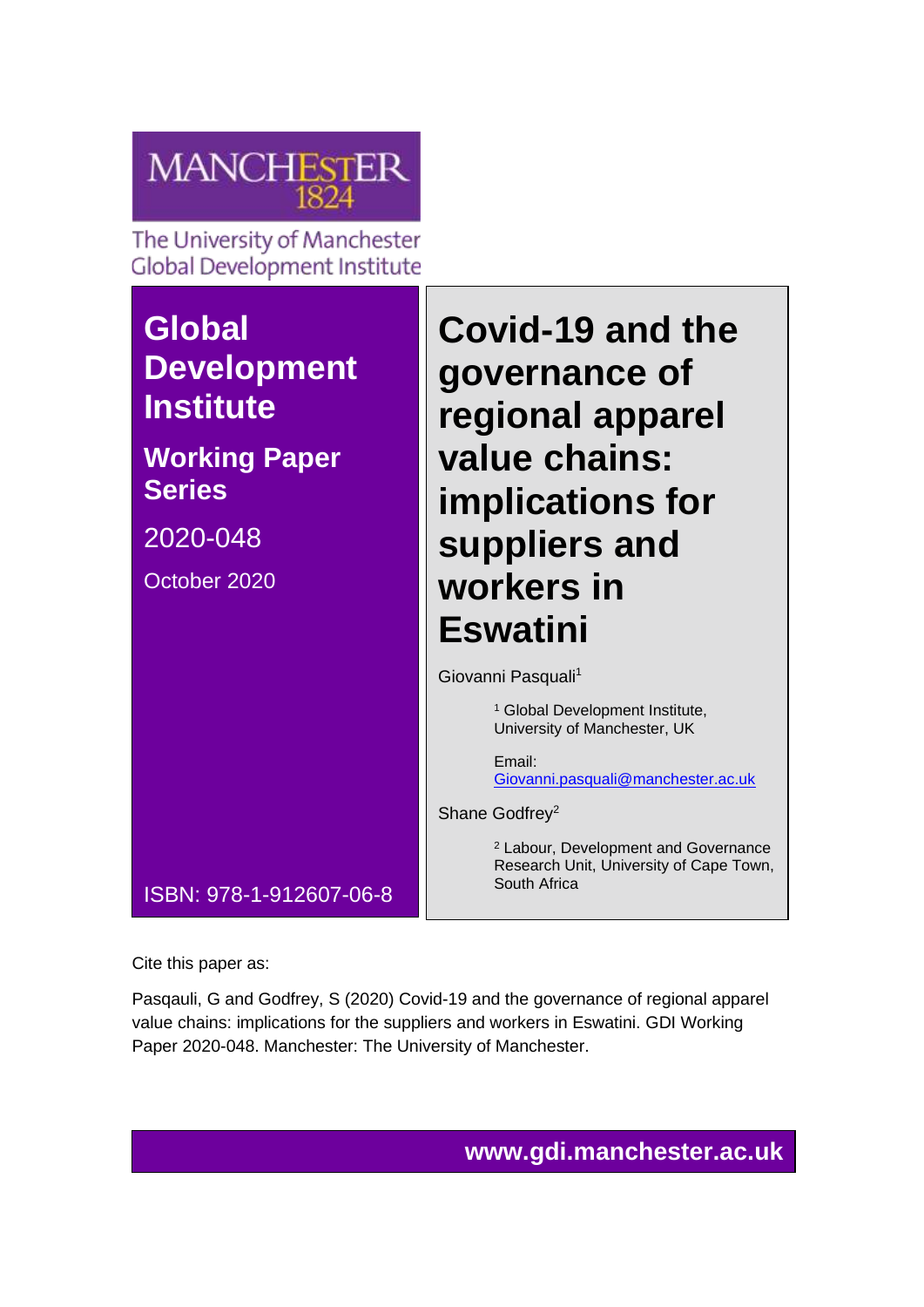MANCHESTER 1824

The University of Manchester
Global Development Institute

# Global Development Institute

## Working Paper Series

2020-048

October 2020

ISBN: 978-1-912607-06-8

# Covid-19 and the governance of regional apparel value chains: implications for suppliers and workers in Eswatini

Giovanni Pasquali[1]

[1] Global Development Institute, University of Manchester, UK

Email: Giovanni.pasquali@manchester.ac.uk

Shane Godfrey[2]

[2] Labour, Development and Governance Research Unit, University of Cape Town, South Africa

Cite this paper as:

Pasqauli, G and Godfrey, S (2020) Covid-19 and the governance of regional apparel value chains: implications for the suppliers and workers in Eswatini. GDI Working Paper 2020-048. Manchester: The University of Manchester.

www.gdi.manchester.ac.uk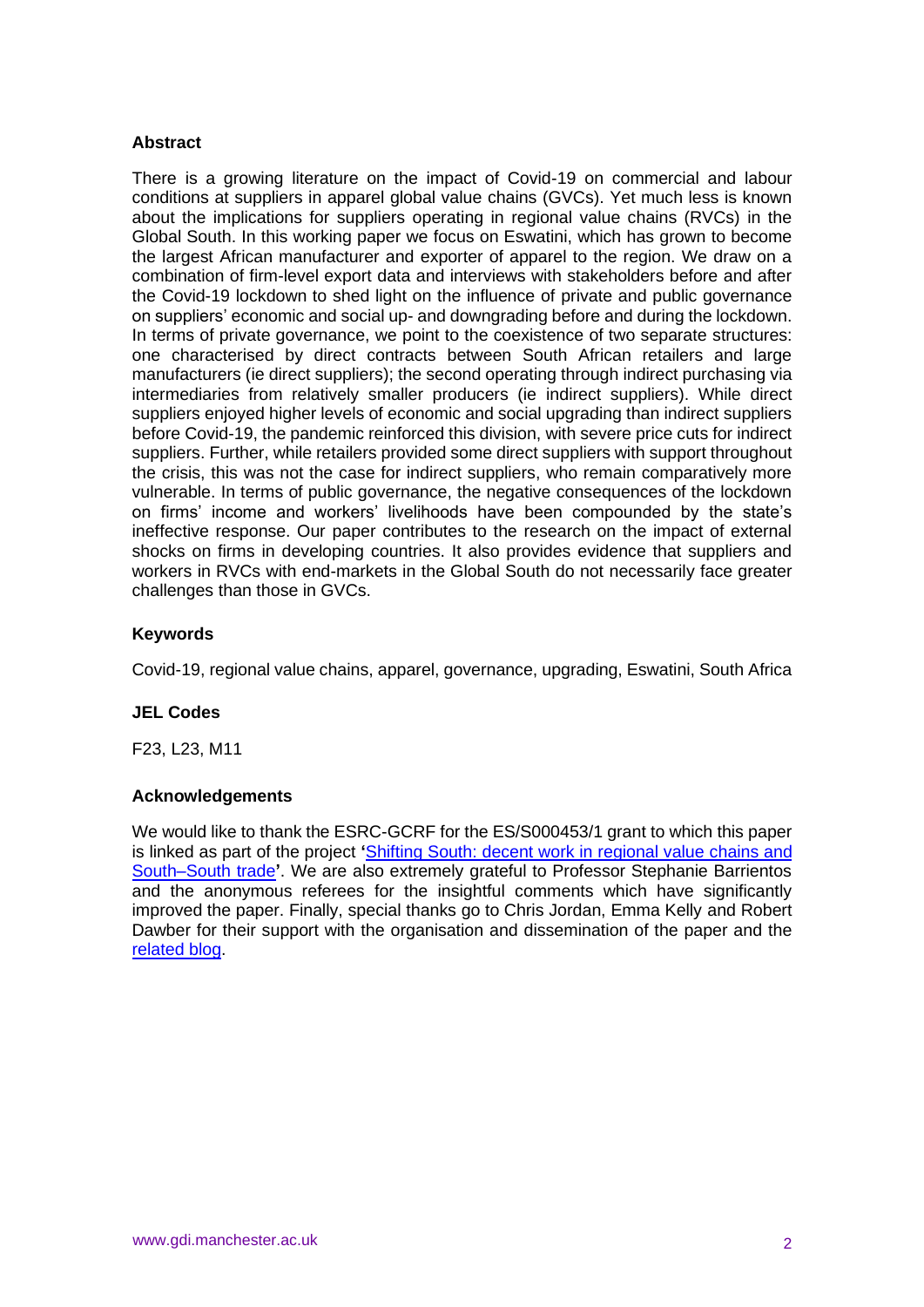## Abstract

There is a growing literature on the impact of Covid-19 on commercial and labour conditions at suppliers in apparel global value chains (GVCs). Yet much less is known about the implications for suppliers operating in regional value chains (RVCs) in the Global South. In this working paper we focus on Eswatini, which has grown to become the largest African manufacturer and exporter of apparel to the region. We draw on a combination of firm-level export data and interviews with stakeholders before and after the Covid-19 lockdown to shed light on the influence of private and public governance on suppliers' economic and social up- and downgrading before and during the lockdown. In terms of private governance, we point to the coexistence of two separate structures: one characterised by direct contracts between South African retailers and large manufacturers (ie direct suppliers); the second operating through indirect purchasing via intermediaries from relatively smaller producers (ie indirect suppliers). While direct suppliers enjoyed higher levels of economic and social upgrading than indirect suppliers before Covid-19, the pandemic reinforced this division, with severe price cuts for indirect suppliers. Further, while retailers provided some direct suppliers with support throughout the crisis, this was not the case for indirect suppliers, who remain comparatively more vulnerable. In terms of public governance, the negative consequences of the lockdown on firms' income and workers' livelihoods have been compounded by the state's ineffective response. Our paper contributes to the research on the impact of external shocks on firms in developing countries. It also provides evidence that suppliers and workers in RVCs with end-markets in the Global South do not necessarily face greater challenges than those in GVCs.

## Keywords

Covid-19, regional value chains, apparel, governance, upgrading, Eswatini, South Africa

## JEL Codes

F23, L23, M11

## Acknowledgements

We would like to thank the ESRC-GCRF for the ES/S000453/1 grant to which this paper is linked as part of the project '[Shifting South: decent work in regional value chains and South–South trade](#)'. We are also extremely grateful to Professor Stephanie Barrientos and the anonymous referees for the insightful comments which have significantly improved the paper. Finally, special thanks go to Chris Jordan, Emma Kelly and Robert Dawber for their support with the organisation and dissemination of the paper and the [related blog](#).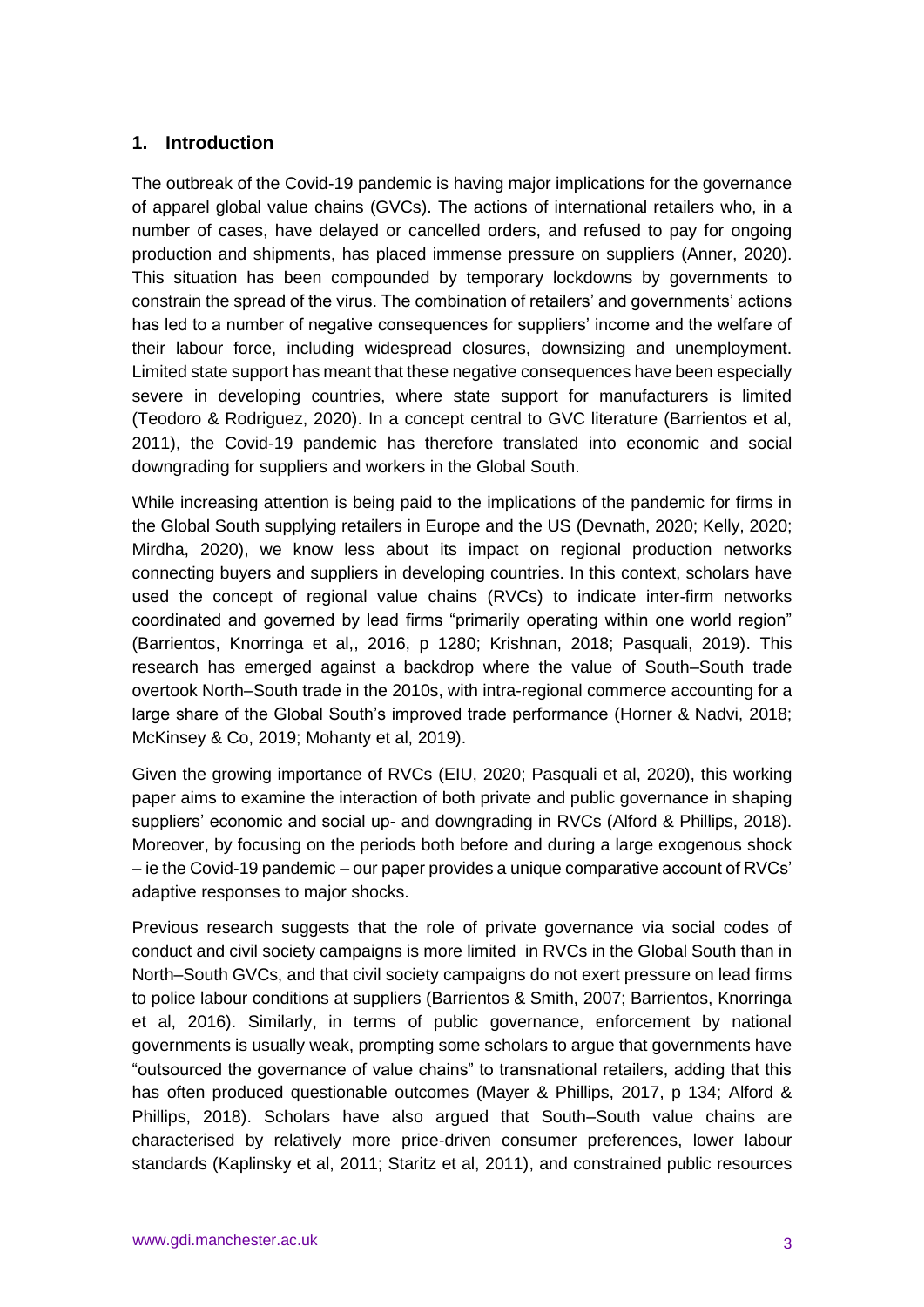## 1. Introduction

The outbreak of the Covid-19 pandemic is having major implications for the governance of apparel global value chains (GVCs). The actions of international retailers who, in a number of cases, have delayed or cancelled orders, and refused to pay for ongoing production and shipments, has placed immense pressure on suppliers (Anner, 2020). This situation has been compounded by temporary lockdowns by governments to constrain the spread of the virus. The combination of retailers' and governments' actions has led to a number of negative consequences for suppliers' income and the welfare of their labour force, including widespread closures, downsizing and unemployment. Limited state support has meant that these negative consequences have been especially severe in developing countries, where state support for manufacturers is limited (Teodoro & Rodriguez, 2020). In a concept central to GVC literature (Barrientos et al, 2011), the Covid-19 pandemic has therefore translated into economic and social downgrading for suppliers and workers in the Global South.

While increasing attention is being paid to the implications of the pandemic for firms in the Global South supplying retailers in Europe and the US (Devnath, 2020; Kelly, 2020; Mirdha, 2020), we know less about its impact on regional production networks connecting buyers and suppliers in developing countries. In this context, scholars have used the concept of regional value chains (RVCs) to indicate inter-firm networks coordinated and governed by lead firms "primarily operating within one world region" (Barrientos, Knorringa et al,, 2016, p 1280; Krishnan, 2018; Pasquali, 2019). This research has emerged against a backdrop where the value of South–South trade overtook North–South trade in the 2010s, with intra-regional commerce accounting for a large share of the Global South's improved trade performance (Horner & Nadvi, 2018; McKinsey & Co, 2019; Mohanty et al, 2019).

Given the growing importance of RVCs (EIU, 2020; Pasquali et al, 2020), this working paper aims to examine the interaction of both private and public governance in shaping suppliers' economic and social up- and downgrading in RVCs (Alford & Phillips, 2018). Moreover, by focusing on the periods both before and during a large exogenous shock – ie the Covid-19 pandemic – our paper provides a unique comparative account of RVCs' adaptive responses to major shocks.

Previous research suggests that the role of private governance via social codes of conduct and civil society campaigns is more limited in RVCs in the Global South than in North–South GVCs, and that civil society campaigns do not exert pressure on lead firms to police labour conditions at suppliers (Barrientos & Smith, 2007; Barrientos, Knorringa et al, 2016). Similarly, in terms of public governance, enforcement by national governments is usually weak, prompting some scholars to argue that governments have "outsourced the governance of value chains" to transnational retailers, adding that this has often produced questionable outcomes (Mayer & Phillips, 2017, p 134; Alford & Phillips, 2018). Scholars have also argued that South–South value chains are characterised by relatively more price-driven consumer preferences, lower labour standards (Kaplinsky et al, 2011; Staritz et al, 2011), and constrained public resources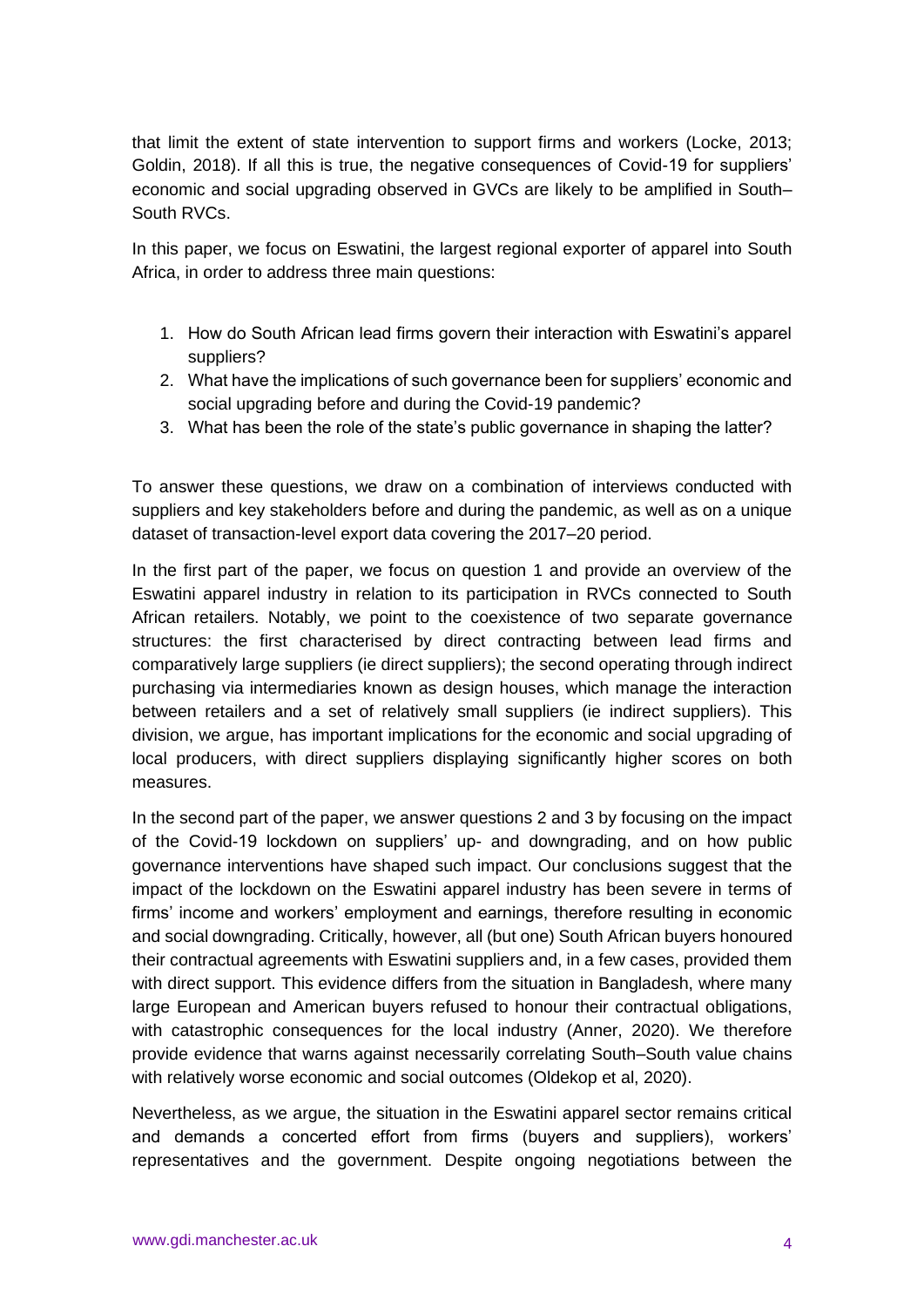that limit the extent of state intervention to support firms and workers (Locke, 2013; Goldin, 2018). If all this is true, the negative consequences of Covid-19 for suppliers' economic and social upgrading observed in GVCs are likely to be amplified in South–South RVCs.

In this paper, we focus on Eswatini, the largest regional exporter of apparel into South Africa, in order to address three main questions:

1. How do South African lead firms govern their interaction with Eswatini's apparel suppliers?
2. What have the implications of such governance been for suppliers' economic and social upgrading before and during the Covid-19 pandemic?
3. What has been the role of the state's public governance in shaping the latter?

To answer these questions, we draw on a combination of interviews conducted with suppliers and key stakeholders before and during the pandemic, as well as on a unique dataset of transaction-level export data covering the 2017–20 period.

In the first part of the paper, we focus on question 1 and provide an overview of the Eswatini apparel industry in relation to its participation in RVCs connected to South African retailers. Notably, we point to the coexistence of two separate governance structures: the first characterised by direct contracting between lead firms and comparatively large suppliers (ie direct suppliers); the second operating through indirect purchasing via intermediaries known as design houses, which manage the interaction between retailers and a set of relatively small suppliers (ie indirect suppliers). This division, we argue, has important implications for the economic and social upgrading of local producers, with direct suppliers displaying significantly higher scores on both measures.

In the second part of the paper, we answer questions 2 and 3 by focusing on the impact of the Covid-19 lockdown on suppliers' up- and downgrading, and on how public governance interventions have shaped such impact. Our conclusions suggest that the impact of the lockdown on the Eswatini apparel industry has been severe in terms of firms' income and workers' employment and earnings, therefore resulting in economic and social downgrading. Critically, however, all (but one) South African buyers honoured their contractual agreements with Eswatini suppliers and, in a few cases, provided them with direct support. This evidence differs from the situation in Bangladesh, where many large European and American buyers refused to honour their contractual obligations, with catastrophic consequences for the local industry (Anner, 2020). We therefore provide evidence that warns against necessarily correlating South–South value chains with relatively worse economic and social outcomes (Oldekop et al, 2020).

Nevertheless, as we argue, the situation in the Eswatini apparel sector remains critical and demands a concerted effort from firms (buyers and suppliers), workers' representatives and the government. Despite ongoing negotiations between the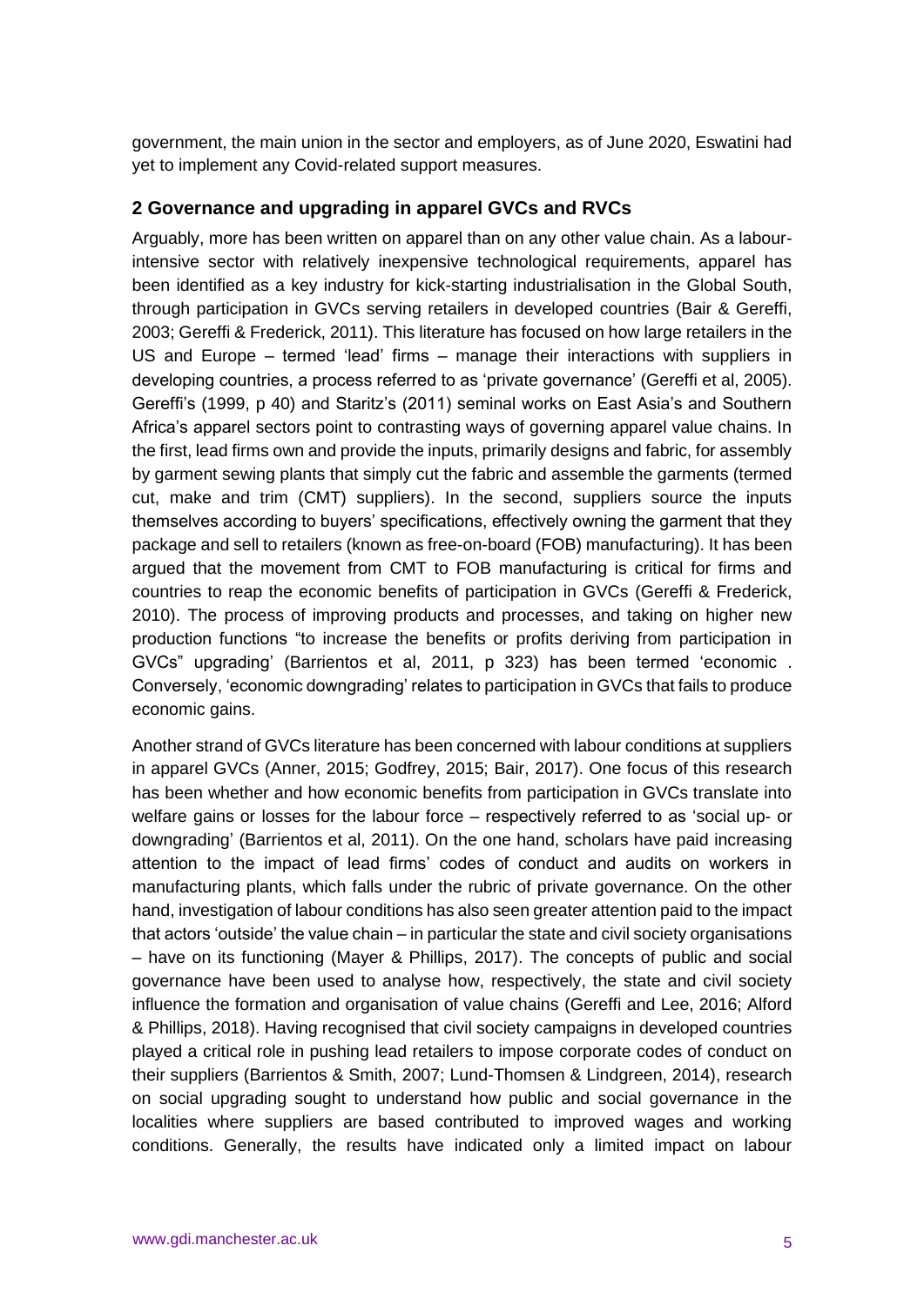government, the main union in the sector and employers, as of June 2020, Eswatini had yet to implement any Covid-related support measures.

## 2 Governance and upgrading in apparel GVCs and RVCs

Arguably, more has been written on apparel than on any other value chain. As a labour-intensive sector with relatively inexpensive technological requirements, apparel has been identified as a key industry for kick-starting industrialisation in the Global South, through participation in GVCs serving retailers in developed countries (Bair & Gereffi, 2003; Gereffi & Frederick, 2011). This literature has focused on how large retailers in the US and Europe – termed 'lead' firms – manage their interactions with suppliers in developing countries, a process referred to as 'private governance' (Gereffi et al, 2005). Gereffi's (1999, p 40) and Staritz's (2011) seminal works on East Asia's and Southern Africa's apparel sectors point to contrasting ways of governing apparel value chains. In the first, lead firms own and provide the inputs, primarily designs and fabric, for assembly by garment sewing plants that simply cut the fabric and assemble the garments (termed cut, make and trim (CMT) suppliers). In the second, suppliers source the inputs themselves according to buyers' specifications, effectively owning the garment that they package and sell to retailers (known as free-on-board (FOB) manufacturing). It has been argued that the movement from CMT to FOB manufacturing is critical for firms and countries to reap the economic benefits of participation in GVCs (Gereffi & Frederick, 2010). The process of improving products and processes, and taking on higher new production functions "to increase the benefits or profits deriving from participation in GVCs" upgrading' (Barrientos et al, 2011, p 323) has been termed 'economic . Conversely, 'economic downgrading' relates to participation in GVCs that fails to produce economic gains.

Another strand of GVCs literature has been concerned with labour conditions at suppliers in apparel GVCs (Anner, 2015; Godfrey, 2015; Bair, 2017). One focus of this research has been whether and how economic benefits from participation in GVCs translate into welfare gains or losses for the labour force – respectively referred to as 'social up- or downgrading' (Barrientos et al, 2011). On the one hand, scholars have paid increasing attention to the impact of lead firms' codes of conduct and audits on workers in manufacturing plants, which falls under the rubric of private governance. On the other hand, investigation of labour conditions has also seen greater attention paid to the impact that actors 'outside' the value chain – in particular the state and civil society organisations – have on its functioning (Mayer & Phillips, 2017). The concepts of public and social governance have been used to analyse how, respectively, the state and civil society influence the formation and organisation of value chains (Gereffi and Lee, 2016; Alford & Phillips, 2018). Having recognised that civil society campaigns in developed countries played a critical role in pushing lead retailers to impose corporate codes of conduct on their suppliers (Barrientos & Smith, 2007; Lund-Thomsen & Lindgreen, 2014), research on social upgrading sought to understand how public and social governance in the localities where suppliers are based contributed to improved wages and working conditions. Generally, the results have indicated only a limited impact on labour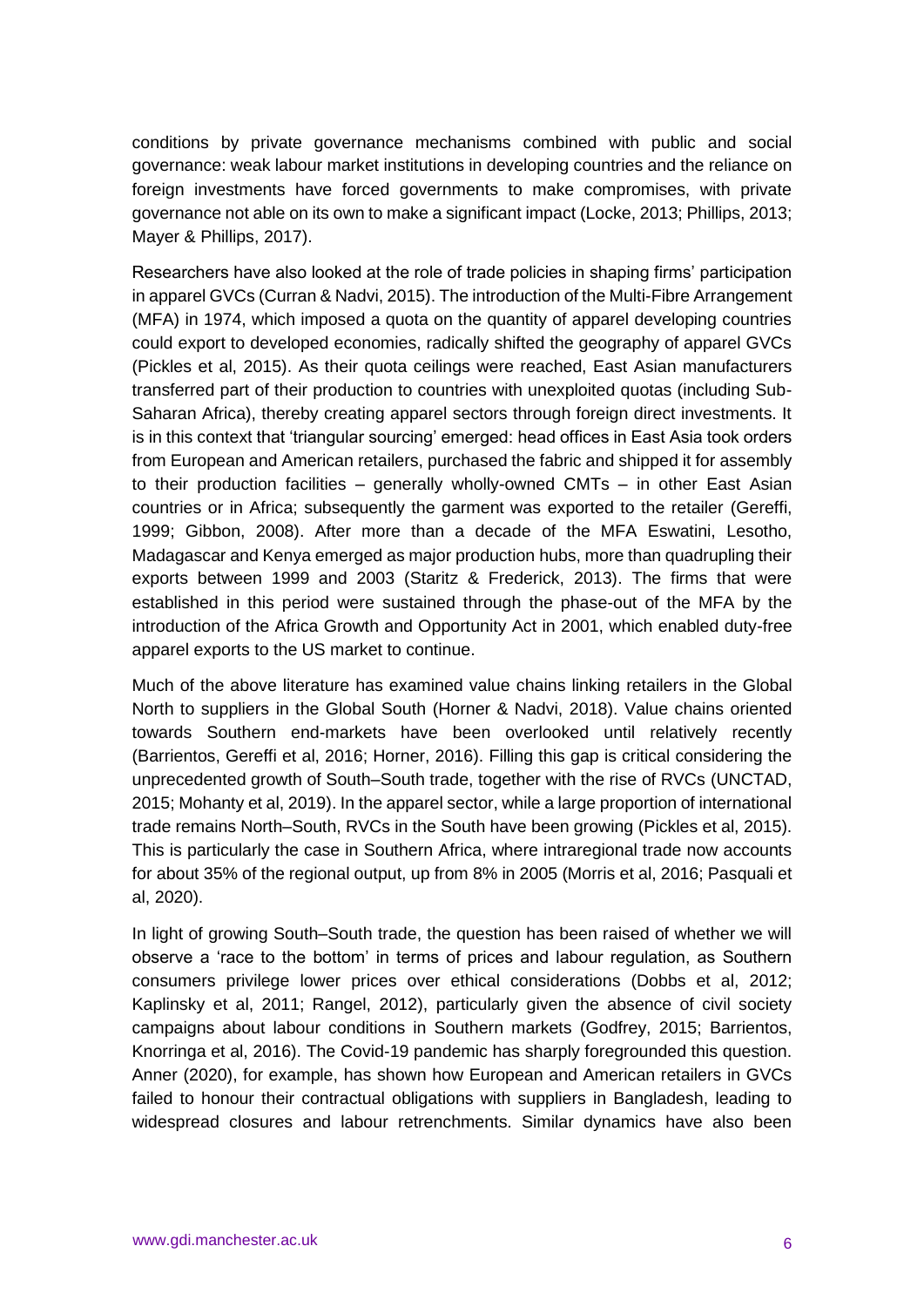conditions by private governance mechanisms combined with public and social governance: weak labour market institutions in developing countries and the reliance on foreign investments have forced governments to make compromises, with private governance not able on its own to make a significant impact (Locke, 2013; Phillips, 2013; Mayer & Phillips, 2017).

Researchers have also looked at the role of trade policies in shaping firms' participation in apparel GVCs (Curran & Nadvi, 2015). The introduction of the Multi-Fibre Arrangement (MFA) in 1974, which imposed a quota on the quantity of apparel developing countries could export to developed economies, radically shifted the geography of apparel GVCs (Pickles et al, 2015). As their quota ceilings were reached, East Asian manufacturers transferred part of their production to countries with unexploited quotas (including Sub-Saharan Africa), thereby creating apparel sectors through foreign direct investments. It is in this context that 'triangular sourcing' emerged: head offices in East Asia took orders from European and American retailers, purchased the fabric and shipped it for assembly to their production facilities – generally wholly-owned CMTs – in other East Asian countries or in Africa; subsequently the garment was exported to the retailer (Gereffi, 1999; Gibbon, 2008). After more than a decade of the MFA Eswatini, Lesotho, Madagascar and Kenya emerged as major production hubs, more than quadrupling their exports between 1999 and 2003 (Staritz & Frederick, 2013). The firms that were established in this period were sustained through the phase-out of the MFA by the introduction of the Africa Growth and Opportunity Act in 2001, which enabled duty-free apparel exports to the US market to continue.

Much of the above literature has examined value chains linking retailers in the Global North to suppliers in the Global South (Horner & Nadvi, 2018). Value chains oriented towards Southern end-markets have been overlooked until relatively recently (Barrientos, Gereffi et al, 2016; Horner, 2016). Filling this gap is critical considering the unprecedented growth of South–South trade, together with the rise of RVCs (UNCTAD, 2015; Mohanty et al, 2019). In the apparel sector, while a large proportion of international trade remains North–South, RVCs in the South have been growing (Pickles et al, 2015). This is particularly the case in Southern Africa, where intraregional trade now accounts for about 35% of the regional output, up from 8% in 2005 (Morris et al, 2016; Pasquali et al, 2020).

In light of growing South–South trade, the question has been raised of whether we will observe a 'race to the bottom' in terms of prices and labour regulation, as Southern consumers privilege lower prices over ethical considerations (Dobbs et al, 2012; Kaplinsky et al, 2011; Rangel, 2012), particularly given the absence of civil society campaigns about labour conditions in Southern markets (Godfrey, 2015; Barrientos, Knorringa et al, 2016). The Covid-19 pandemic has sharply foregrounded this question. Anner (2020), for example, has shown how European and American retailers in GVCs failed to honour their contractual obligations with suppliers in Bangladesh, leading to widespread closures and labour retrenchments. Similar dynamics have also been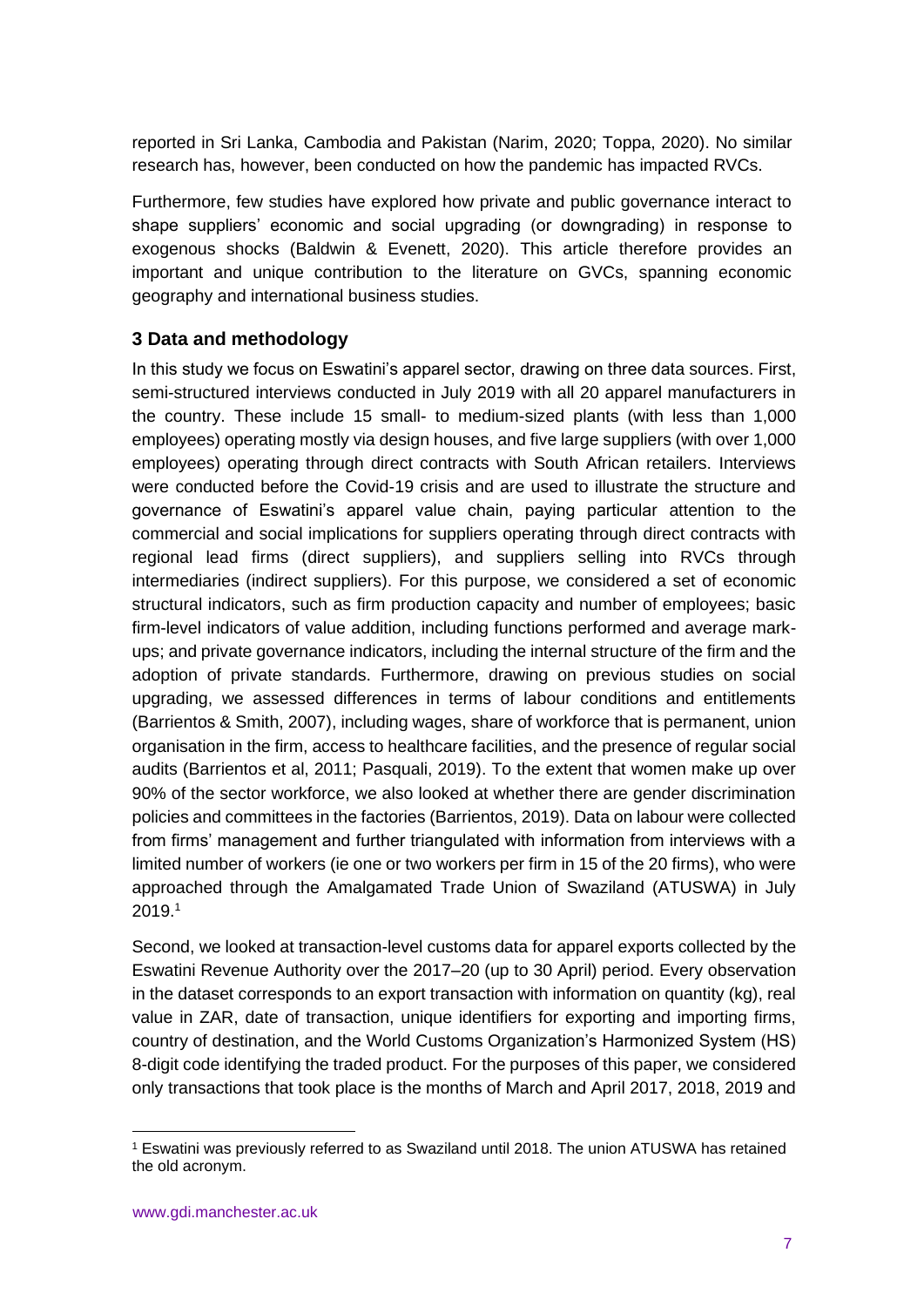reported in Sri Lanka, Cambodia and Pakistan (Narim, 2020; Toppa, 2020). No similar research has, however, been conducted on how the pandemic has impacted RVCs.

Furthermore, few studies have explored how private and public governance interact to shape suppliers' economic and social upgrading (or downgrading) in response to exogenous shocks (Baldwin & Evenett, 2020). This article therefore provides an important and unique contribution to the literature on GVCs, spanning economic geography and international business studies.

## 3 Data and methodology

In this study we focus on Eswatini's apparel sector, drawing on three data sources. First, semi-structured interviews conducted in July 2019 with all 20 apparel manufacturers in the country. These include 15 small- to medium-sized plants (with less than 1,000 employees) operating mostly via design houses, and five large suppliers (with over 1,000 employees) operating through direct contracts with South African retailers. Interviews were conducted before the Covid-19 crisis and are used to illustrate the structure and governance of Eswatini's apparel value chain, paying particular attention to the commercial and social implications for suppliers operating through direct contracts with regional lead firms (direct suppliers), and suppliers selling into RVCs through intermediaries (indirect suppliers). For this purpose, we considered a set of economic structural indicators, such as firm production capacity and number of employees; basic firm-level indicators of value addition, including functions performed and average mark-ups; and private governance indicators, including the internal structure of the firm and the adoption of private standards. Furthermore, drawing on previous studies on social upgrading, we assessed differences in terms of labour conditions and entitlements (Barrientos & Smith, 2007), including wages, share of workforce that is permanent, union organisation in the firm, access to healthcare facilities, and the presence of regular social audits (Barrientos et al, 2011; Pasquali, 2019). To the extent that women make up over 90% of the sector workforce, we also looked at whether there are gender discrimination policies and committees in the factories (Barrientos, 2019). Data on labour were collected from firms' management and further triangulated with information from interviews with a limited number of workers (ie one or two workers per firm in 15 of the 20 firms), who were approached through the Amalgamated Trade Union of Swaziland (ATUSWA) in July 2019.[1]

Second, we looked at transaction-level customs data for apparel exports collected by the Eswatini Revenue Authority over the 2017–20 (up to 30 April) period. Every observation in the dataset corresponds to an export transaction with information on quantity (kg), real value in ZAR, date of transaction, unique identifiers for exporting and importing firms, country of destination, and the World Customs Organization's Harmonized System (HS) 8-digit code identifying the traded product. For the purposes of this paper, we considered only transactions that took place is the months of March and April 2017, 2018, 2019 and

[1] Eswatini was previously referred to as Swaziland until 2018. The union ATUSWA has retained the old acronym.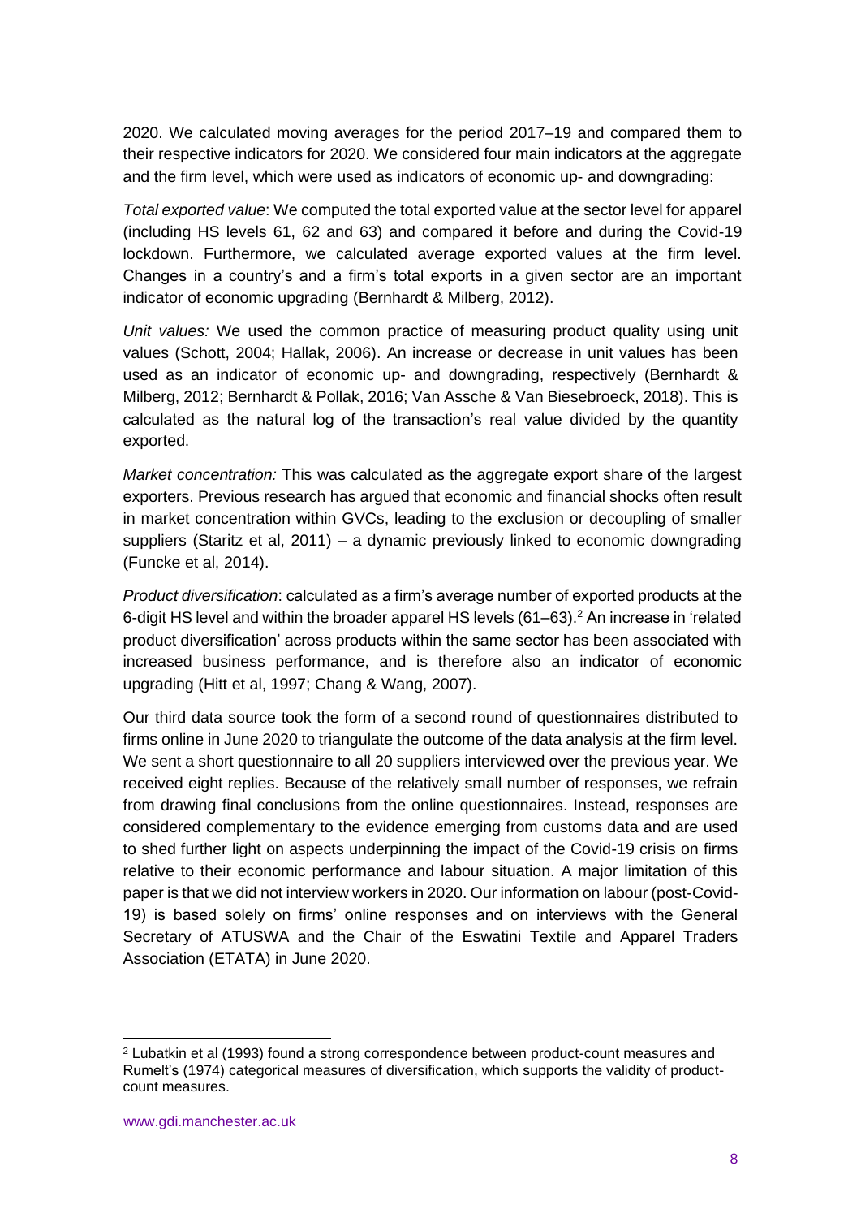2020. We calculated moving averages for the period 2017–19 and compared them to their respective indicators for 2020. We considered four main indicators at the aggregate and the firm level, which were used as indicators of economic up- and downgrading:

*Total exported value*: We computed the total exported value at the sector level for apparel (including HS levels 61, 62 and 63) and compared it before and during the Covid-19 lockdown. Furthermore, we calculated average exported values at the firm level. Changes in a country's and a firm's total exports in a given sector are an important indicator of economic upgrading (Bernhardt & Milberg, 2012).

*Unit values:* We used the common practice of measuring product quality using unit values (Schott, 2004; Hallak, 2006). An increase or decrease in unit values has been used as an indicator of economic up- and downgrading, respectively (Bernhardt & Milberg, 2012; Bernhardt & Pollak, 2016; Van Assche & Van Biesebroeck, 2018). This is calculated as the natural log of the transaction's real value divided by the quantity exported.

*Market concentration:* This was calculated as the aggregate export share of the largest exporters. Previous research has argued that economic and financial shocks often result in market concentration within GVCs, leading to the exclusion or decoupling of smaller suppliers (Staritz et al, 2011) – a dynamic previously linked to economic downgrading (Funcke et al, 2014).

*Product diversification*: calculated as a firm's average number of exported products at the 6-digit HS level and within the broader apparel HS levels (61–63).[2] An increase in 'related product diversification' across products within the same sector has been associated with increased business performance, and is therefore also an indicator of economic upgrading (Hitt et al, 1997; Chang & Wang, 2007).

Our third data source took the form of a second round of questionnaires distributed to firms online in June 2020 to triangulate the outcome of the data analysis at the firm level. We sent a short questionnaire to all 20 suppliers interviewed over the previous year. We received eight replies. Because of the relatively small number of responses, we refrain from drawing final conclusions from the online questionnaires. Instead, responses are considered complementary to the evidence emerging from customs data and are used to shed further light on aspects underpinning the impact of the Covid-19 crisis on firms relative to their economic performance and labour situation. A major limitation of this paper is that we did not interview workers in 2020. Our information on labour (post-Covid-19) is based solely on firms' online responses and on interviews with the General Secretary of ATUSWA and the Chair of the Eswatini Textile and Apparel Traders Association (ETATA) in June 2020.

[2] Lubatkin et al (1993) found a strong correspondence between product-count measures and Rumelt's (1974) categorical measures of diversification, which supports the validity of product-count measures.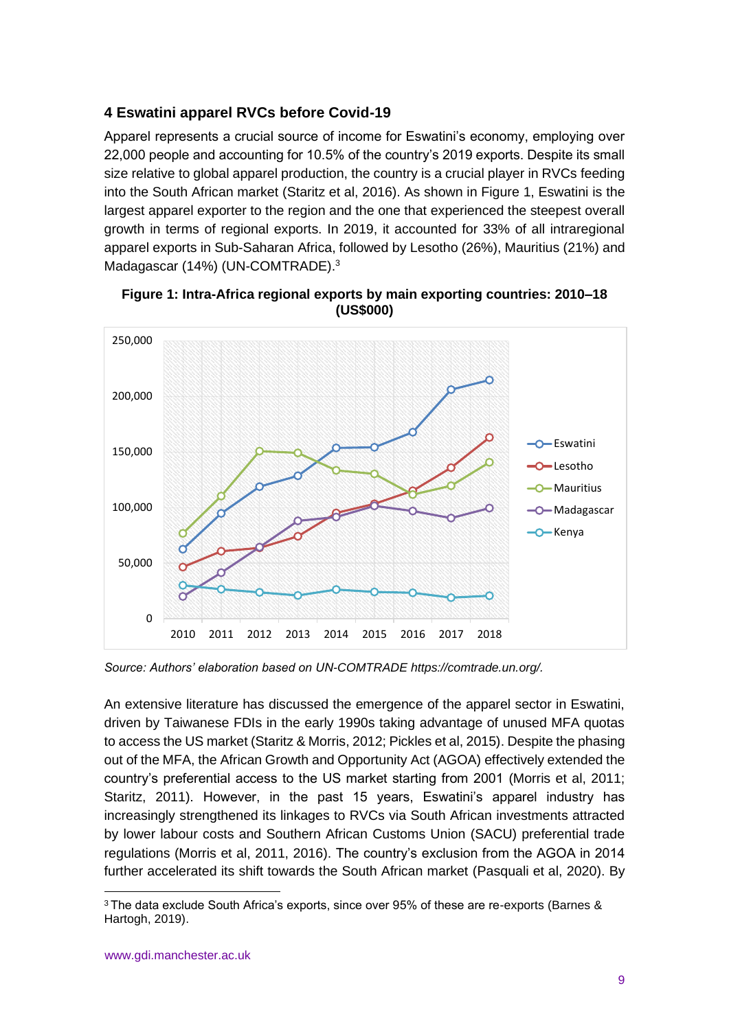## 4 Eswatini apparel RVCs before Covid-19

Apparel represents a crucial source of income for Eswatini's economy, employing over 22,000 people and accounting for 10.5% of the country's 2019 exports. Despite its small size relative to global apparel production, the country is a crucial player in RVCs feeding into the South African market (Staritz et al, 2016). As shown in Figure 1, Eswatini is the largest apparel exporter to the region and the one that experienced the steepest overall growth in terms of regional exports. In 2019, it accounted for 33% of all intraregional apparel exports in Sub-Saharan Africa, followed by Lesotho (26%), Mauritius (21%) and Madagascar (14%) (UN-COMTRADE).[3]

**Figure 1: Intra-Africa regional exports by main exporting countries: 2010–18 (US$000)**

*Source: Authors' elaboration based on UN-COMTRADE https://comtrade.un.org/.*

An extensive literature has discussed the emergence of the apparel sector in Eswatini, driven by Taiwanese FDIs in the early 1990s taking advantage of unused MFA quotas to access the US market (Staritz & Morris, 2012; Pickles et al, 2015). Despite the phasing out of the MFA, the African Growth and Opportunity Act (AGOA) effectively extended the country's preferential access to the US market starting from 2001 (Morris et al, 2011; Staritz, 2011). However, in the past 15 years, Eswatini's apparel industry has increasingly strengthened its linkages to RVCs via South African investments attracted by lower labour costs and Southern African Customs Union (SACU) preferential trade regulations (Morris et al, 2011, 2016). The country's exclusion from the AGOA in 2014 further accelerated its shift towards the South African market (Pasquali et al, 2020). By

[3] The data exclude South Africa's exports, since over 95% of these are re-exports (Barnes & Hartogh, 2019).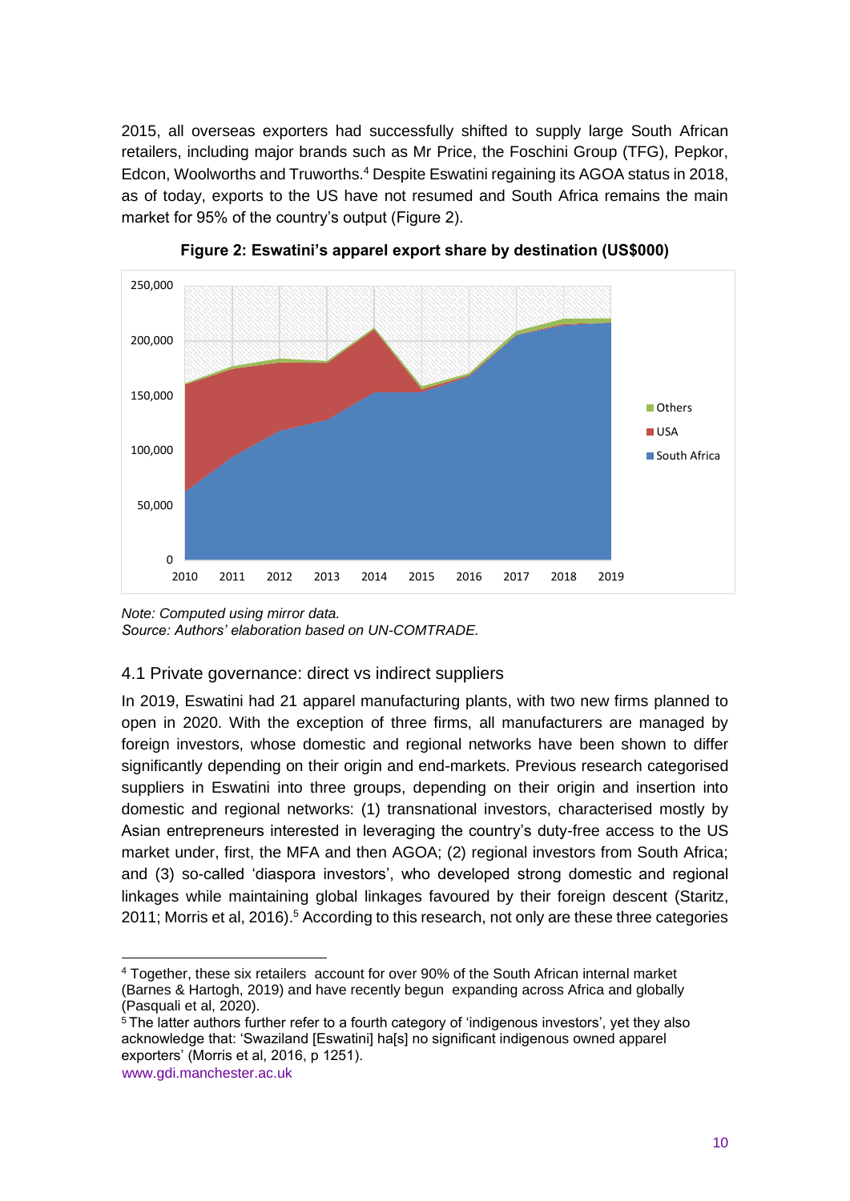2015, all overseas exporters had successfully shifted to supply large South African retailers, including major brands such as Mr Price, the Foschini Group (TFG), Pepkor, Edcon, Woolworths and Truworths.[4] Despite Eswatini regaining its AGOA status in 2018, as of today, exports to the US have not resumed and South Africa remains the main market for 95% of the country's output (Figure 2).

**Figure 2: Eswatini's apparel export share by destination (US$000)**

*Note: Computed using mirror data.*
*Source: Authors' elaboration based on UN-COMTRADE.*

### 4.1 Private governance: direct vs indirect suppliers

In 2019, Eswatini had 21 apparel manufacturing plants, with two new firms planned to open in 2020. With the exception of three firms, all manufacturers are managed by foreign investors, whose domestic and regional networks have been shown to differ significantly depending on their origin and end-markets. Previous research categorised suppliers in Eswatini into three groups, depending on their origin and insertion into domestic and regional networks: (1) transnational investors, characterised mostly by Asian entrepreneurs interested in leveraging the country's duty-free access to the US market under, first, the MFA and then AGOA; (2) regional investors from South Africa; and (3) so-called 'diaspora investors', who developed strong domestic and regional linkages while maintaining global linkages favoured by their foreign descent (Staritz, 2011; Morris et al, 2016).[5] According to this research, not only are these three categories

---

[4] Together, these six retailers account for over 90% of the South African internal market (Barnes & Hartogh, 2019) and have recently begun expanding across Africa and globally (Pasquali et al, 2020).

[5] The latter authors further refer to a fourth category of 'indigenous investors', yet they also acknowledge that: 'Swaziland [Eswatini] ha[s] no significant indigenous owned apparel exporters' (Morris et al, 2016, p 1251).

www.gdi.manchester.ac.uk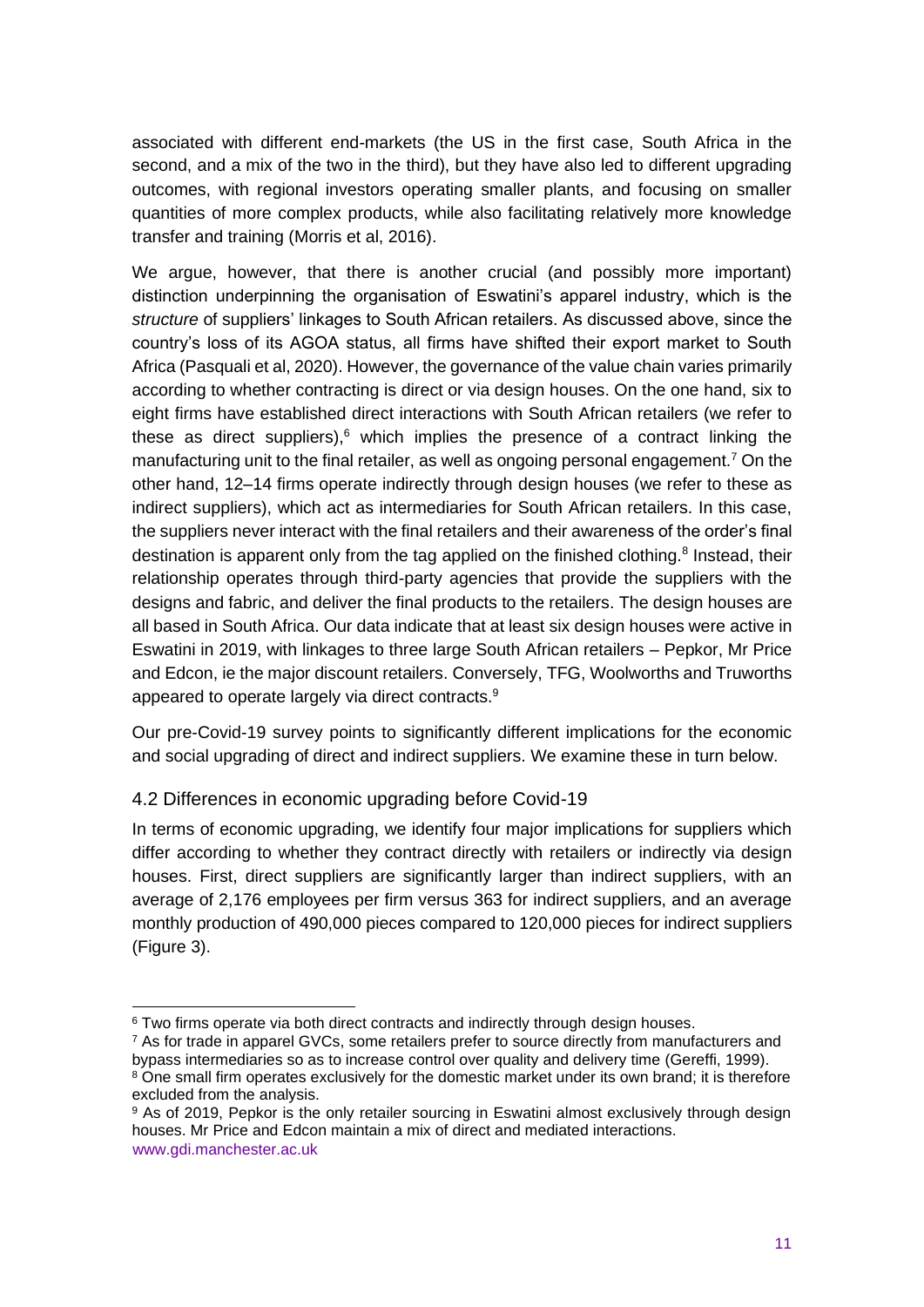associated with different end-markets (the US in the first case, South Africa in the second, and a mix of the two in the third), but they have also led to different upgrading outcomes, with regional investors operating smaller plants, and focusing on smaller quantities of more complex products, while also facilitating relatively more knowledge transfer and training (Morris et al, 2016).

We argue, however, that there is another crucial (and possibly more important) distinction underpinning the organisation of Eswatini's apparel industry, which is the *structure* of suppliers' linkages to South African retailers. As discussed above, since the country's loss of its AGOA status, all firms have shifted their export market to South Africa (Pasquali et al, 2020). However, the governance of the value chain varies primarily according to whether contracting is direct or via design houses. On the one hand, six to eight firms have established direct interactions with South African retailers (we refer to these as direct suppliers),[6] which implies the presence of a contract linking the manufacturing unit to the final retailer, as well as ongoing personal engagement.[7] On the other hand, 12–14 firms operate indirectly through design houses (we refer to these as indirect suppliers), which act as intermediaries for South African retailers. In this case, the suppliers never interact with the final retailers and their awareness of the order's final destination is apparent only from the tag applied on the finished clothing.[8] Instead, their relationship operates through third-party agencies that provide the suppliers with the designs and fabric, and deliver the final products to the retailers. The design houses are all based in South Africa. Our data indicate that at least six design houses were active in Eswatini in 2019, with linkages to three large South African retailers – Pepkor, Mr Price and Edcon, ie the major discount retailers. Conversely, TFG, Woolworths and Truworths appeared to operate largely via direct contracts.[9]

Our pre-Covid-19 survey points to significantly different implications for the economic and social upgrading of direct and indirect suppliers. We examine these in turn below.

### 4.2 Differences in economic upgrading before Covid-19

In terms of economic upgrading, we identify four major implications for suppliers which differ according to whether they contract directly with retailers or indirectly via design houses. First, direct suppliers are significantly larger than indirect suppliers, with an average of 2,176 employees per firm versus 363 for indirect suppliers, and an average monthly production of 490,000 pieces compared to 120,000 pieces for indirect suppliers (Figure 3).

---

[6] Two firms operate via both direct contracts and indirectly through design houses.

[7] As for trade in apparel GVCs, some retailers prefer to source directly from manufacturers and bypass intermediaries so as to increase control over quality and delivery time (Gereffi, 1999).

[8] One small firm operates exclusively for the domestic market under its own brand; it is therefore excluded from the analysis.

[9] As of 2019, Pepkor is the only retailer sourcing in Eswatini almost exclusively through design houses. Mr Price and Edcon maintain a mix of direct and mediated interactions.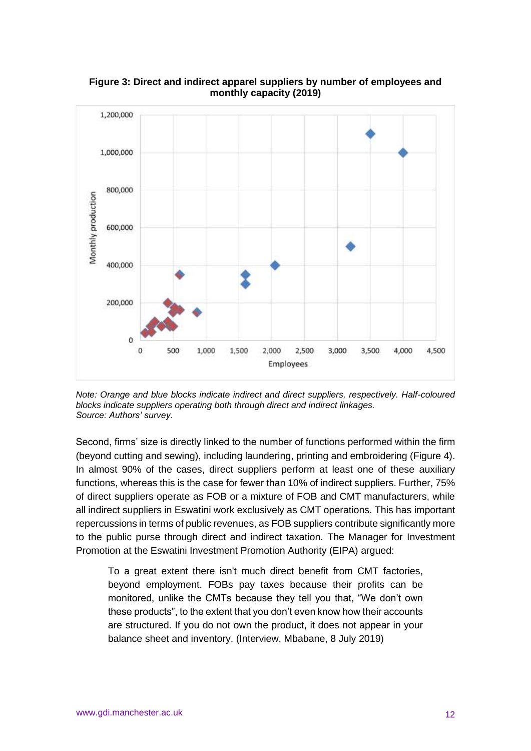**Figure 3: Direct and indirect apparel suppliers by number of employees and monthly capacity (2019)**

*Note: Orange and blue blocks indicate indirect and direct suppliers, respectively. Half-coloured blocks indicate suppliers operating both through direct and indirect linkages.*
*Source: Authors' survey.*

Second, firms' size is directly linked to the number of functions performed within the firm (beyond cutting and sewing), including laundering, printing and embroidering (Figure 4). In almost 90% of the cases, direct suppliers perform at least one of these auxiliary functions, whereas this is the case for fewer than 10% of indirect suppliers. Further, 75% of direct suppliers operate as FOB or a mixture of FOB and CMT manufacturers, while all indirect suppliers in Eswatini work exclusively as CMT operations. This has important repercussions in terms of public revenues, as FOB suppliers contribute significantly more to the public purse through direct and indirect taxation. The Manager for Investment Promotion at the Eswatini Investment Promotion Authority (EIPA) argued:

> To a great extent there isn't much direct benefit from CMT factories, beyond employment. FOBs pay taxes because their profits can be monitored, unlike the CMTs because they tell you that, "We don't own these products", to the extent that you don't even know how their accounts are structured. If you do not own the product, it does not appear in your balance sheet and inventory. (Interview, Mbabane, 8 July 2019)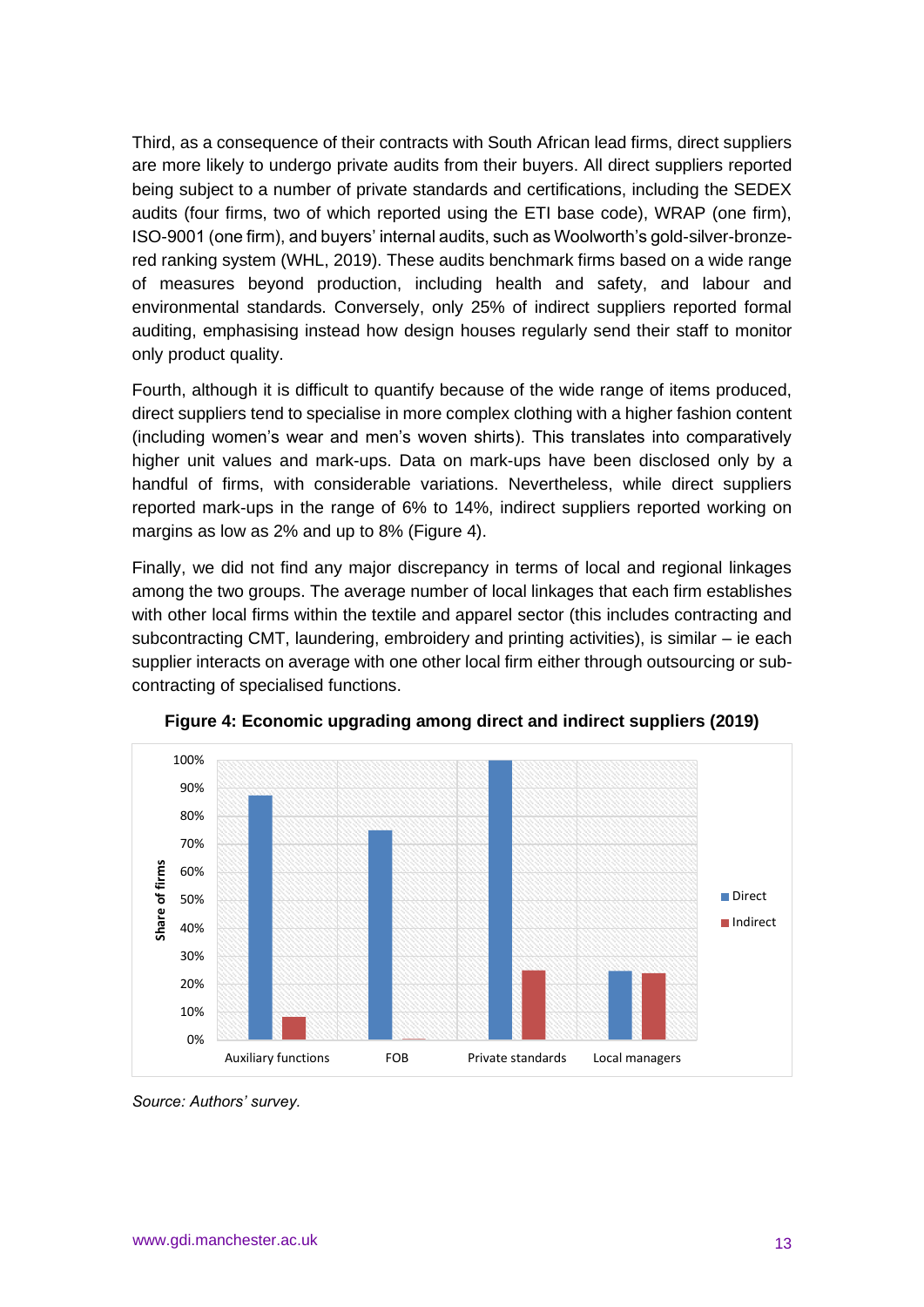Third, as a consequence of their contracts with South African lead firms, direct suppliers are more likely to undergo private audits from their buyers. All direct suppliers reported being subject to a number of private standards and certifications, including the SEDEX audits (four firms, two of which reported using the ETI base code), WRAP (one firm), ISO-9001 (one firm), and buyers' internal audits, such as Woolworth's gold-silver-bronze-red ranking system (WHL, 2019). These audits benchmark firms based on a wide range of measures beyond production, including health and safety, and labour and environmental standards. Conversely, only 25% of indirect suppliers reported formal auditing, emphasising instead how design houses regularly send their staff to monitor only product quality.

Fourth, although it is difficult to quantify because of the wide range of items produced, direct suppliers tend to specialise in more complex clothing with a higher fashion content (including women's wear and men's woven shirts). This translates into comparatively higher unit values and mark-ups. Data on mark-ups have been disclosed only by a handful of firms, with considerable variations. Nevertheless, while direct suppliers reported mark-ups in the range of 6% to 14%, indirect suppliers reported working on margins as low as 2% and up to 8% (Figure 4).

Finally, we did not find any major discrepancy in terms of local and regional linkages among the two groups. The average number of local linkages that each firm establishes with other local firms within the textile and apparel sector (this includes contracting and subcontracting CMT, laundering, embroidery and printing activities), is similar – ie each supplier interacts on average with one other local firm either through outsourcing or sub-contracting of specialised functions.

**Figure 4: Economic upgrading among direct and indirect suppliers (2019)**

*Source: Authors' survey.*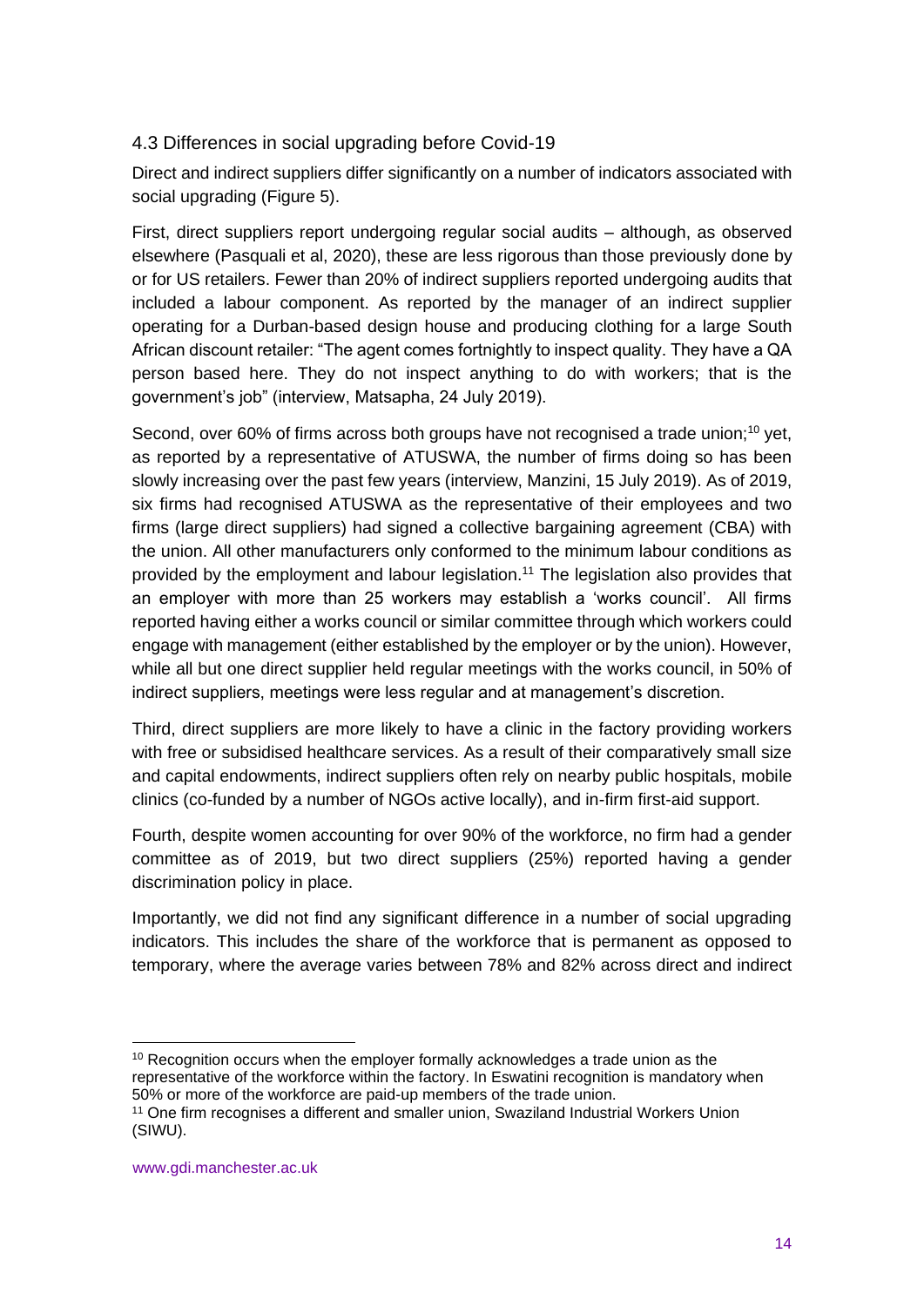### 4.3 Differences in social upgrading before Covid-19

Direct and indirect suppliers differ significantly on a number of indicators associated with social upgrading (Figure 5).

First, direct suppliers report undergoing regular social audits – although, as observed elsewhere (Pasquali et al, 2020), these are less rigorous than those previously done by or for US retailers. Fewer than 20% of indirect suppliers reported undergoing audits that included a labour component. As reported by the manager of an indirect supplier operating for a Durban-based design house and producing clothing for a large South African discount retailer: "The agent comes fortnightly to inspect quality. They have a QA person based here. They do not inspect anything to do with workers; that is the government's job" (interview, Matsapha, 24 July 2019).

Second, over 60% of firms across both groups have not recognised a trade union;[10] yet, as reported by a representative of ATUSWA, the number of firms doing so has been slowly increasing over the past few years (interview, Manzini, 15 July 2019). As of 2019, six firms had recognised ATUSWA as the representative of their employees and two firms (large direct suppliers) had signed a collective bargaining agreement (CBA) with the union. All other manufacturers only conformed to the minimum labour conditions as provided by the employment and labour legislation.[11] The legislation also provides that an employer with more than 25 workers may establish a 'works council'. All firms reported having either a works council or similar committee through which workers could engage with management (either established by the employer or by the union). However, while all but one direct supplier held regular meetings with the works council, in 50% of indirect suppliers, meetings were less regular and at management's discretion.

Third, direct suppliers are more likely to have a clinic in the factory providing workers with free or subsidised healthcare services. As a result of their comparatively small size and capital endowments, indirect suppliers often rely on nearby public hospitals, mobile clinics (co-funded by a number of NGOs active locally), and in-firm first-aid support.

Fourth, despite women accounting for over 90% of the workforce, no firm had a gender committee as of 2019, but two direct suppliers (25%) reported having a gender discrimination policy in place.

Importantly, we did not find any significant difference in a number of social upgrading indicators. This includes the share of the workforce that is permanent as opposed to temporary, where the average varies between 78% and 82% across direct and indirect

---

[10] Recognition occurs when the employer formally acknowledges a trade union as the representative of the workforce within the factory. In Eswatini recognition is mandatory when 50% or more of the workforce are paid-up members of the trade union.

[11] One firm recognises a different and smaller union, Swaziland Industrial Workers Union (SIWU).

www.gdi.manchester.ac.uk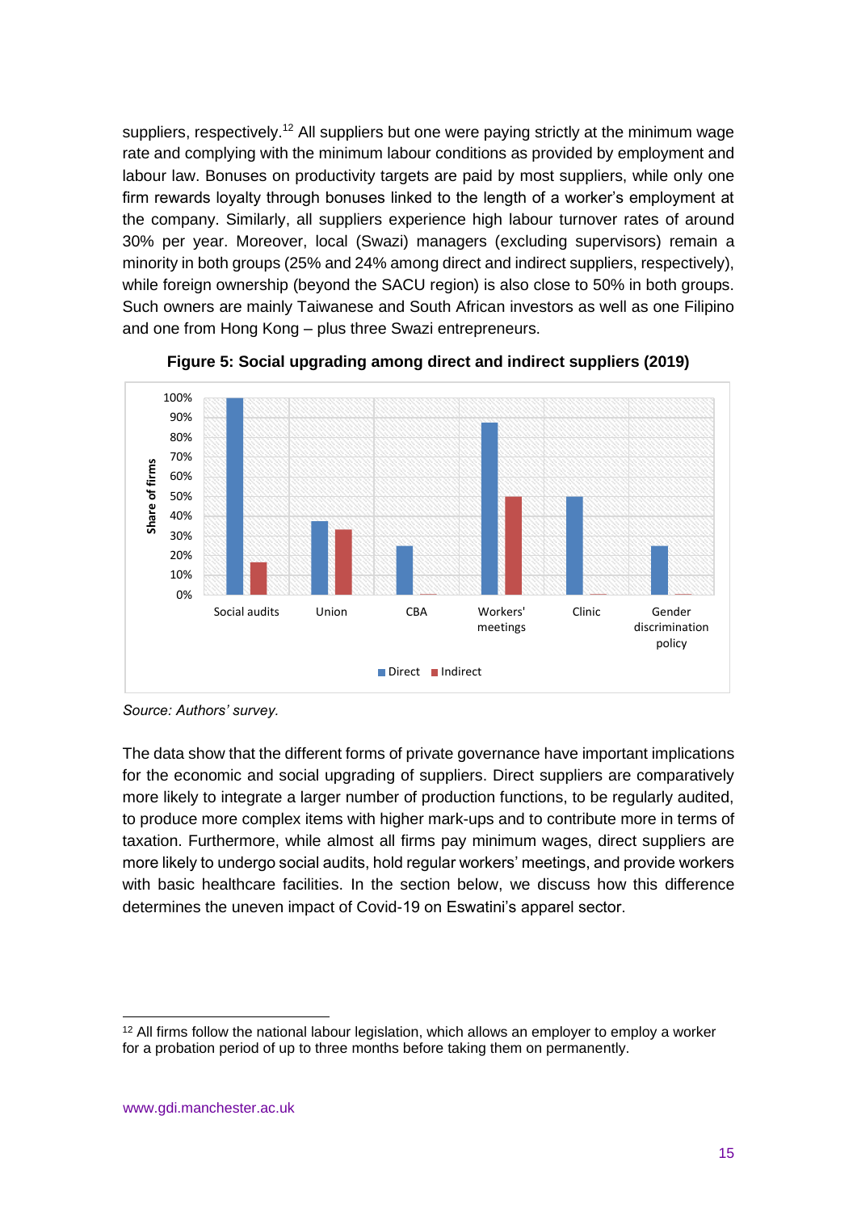suppliers, respectively.[12] All suppliers but one were paying strictly at the minimum wage rate and complying with the minimum labour conditions as provided by employment and labour law. Bonuses on productivity targets are paid by most suppliers, while only one firm rewards loyalty through bonuses linked to the length of a worker's employment at the company. Similarly, all suppliers experience high labour turnover rates of around 30% per year. Moreover, local (Swazi) managers (excluding supervisors) remain a minority in both groups (25% and 24% among direct and indirect suppliers, respectively), while foreign ownership (beyond the SACU region) is also close to 50% in both groups. Such owners are mainly Taiwanese and South African investors as well as one Filipino and one from Hong Kong – plus three Swazi entrepreneurs.

**Figure 5: Social upgrading among direct and indirect suppliers (2019)**

*Source: Authors' survey.*

The data show that the different forms of private governance have important implications for the economic and social upgrading of suppliers. Direct suppliers are comparatively more likely to integrate a larger number of production functions, to be regularly audited, to produce more complex items with higher mark-ups and to contribute more in terms of taxation. Furthermore, while almost all firms pay minimum wages, direct suppliers are more likely to undergo social audits, hold regular workers' meetings, and provide workers with basic healthcare facilities. In the section below, we discuss how this difference determines the uneven impact of Covid-19 on Eswatini's apparel sector.

[12] All firms follow the national labour legislation, which allows an employer to employ a worker for a probation period of up to three months before taking them on permanently.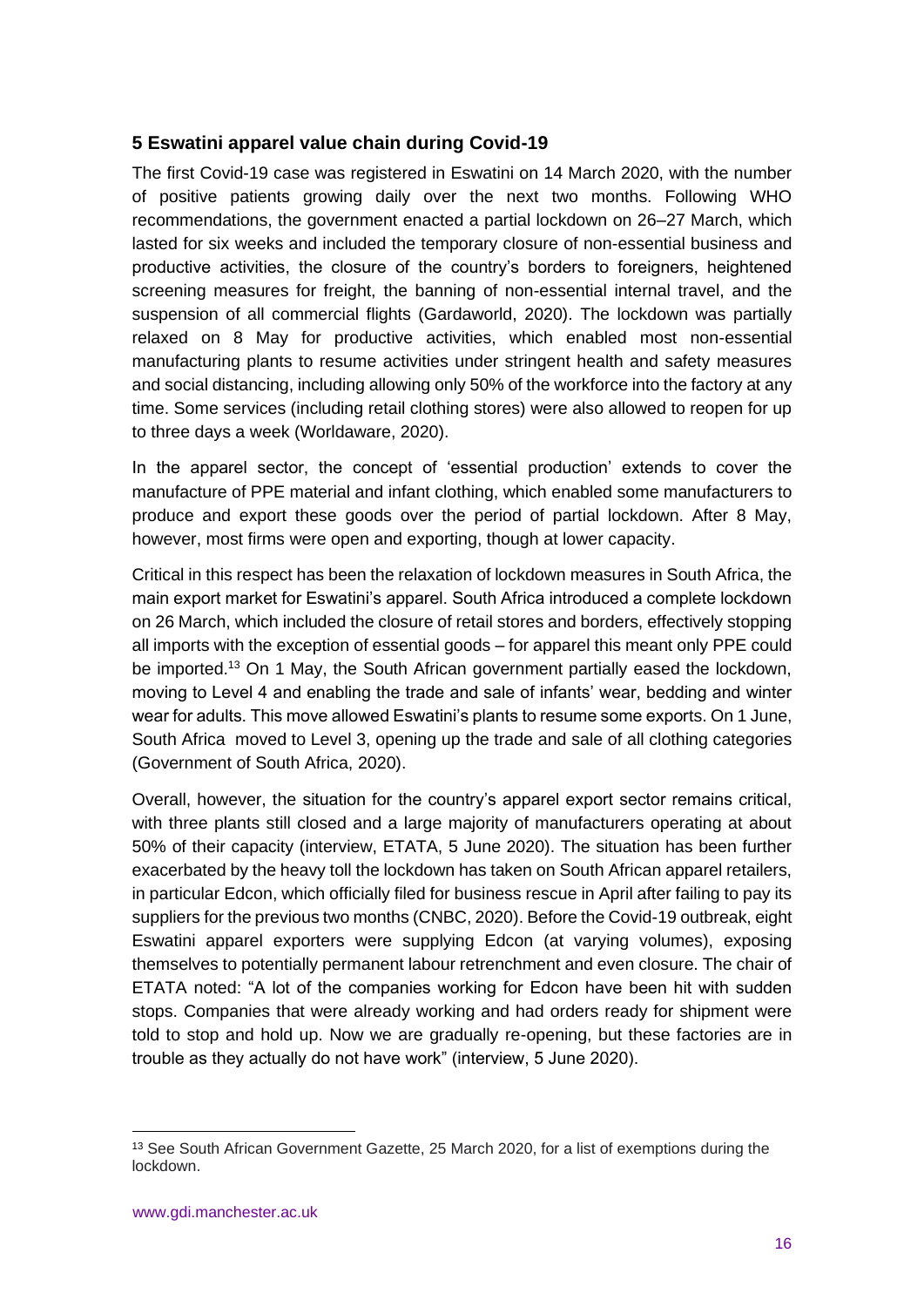## 5 Eswatini apparel value chain during Covid-19

The first Covid-19 case was registered in Eswatini on 14 March 2020, with the number of positive patients growing daily over the next two months. Following WHO recommendations, the government enacted a partial lockdown on 26–27 March, which lasted for six weeks and included the temporary closure of non-essential business and productive activities, the closure of the country's borders to foreigners, heightened screening measures for freight, the banning of non-essential internal travel, and the suspension of all commercial flights (Gardaworld, 2020). The lockdown was partially relaxed on 8 May for productive activities, which enabled most non-essential manufacturing plants to resume activities under stringent health and safety measures and social distancing, including allowing only 50% of the workforce into the factory at any time. Some services (including retail clothing stores) were also allowed to reopen for up to three days a week (Worldaware, 2020).

In the apparel sector, the concept of 'essential production' extends to cover the manufacture of PPE material and infant clothing, which enabled some manufacturers to produce and export these goods over the period of partial lockdown. After 8 May, however, most firms were open and exporting, though at lower capacity.

Critical in this respect has been the relaxation of lockdown measures in South Africa, the main export market for Eswatini's apparel. South Africa introduced a complete lockdown on 26 March, which included the closure of retail stores and borders, effectively stopping all imports with the exception of essential goods – for apparel this meant only PPE could be imported.[13] On 1 May, the South African government partially eased the lockdown, moving to Level 4 and enabling the trade and sale of infants' wear, bedding and winter wear for adults. This move allowed Eswatini's plants to resume some exports. On 1 June, South Africa moved to Level 3, opening up the trade and sale of all clothing categories (Government of South Africa, 2020).

Overall, however, the situation for the country's apparel export sector remains critical, with three plants still closed and a large majority of manufacturers operating at about 50% of their capacity (interview, ETATA, 5 June 2020). The situation has been further exacerbated by the heavy toll the lockdown has taken on South African apparel retailers, in particular Edcon, which officially filed for business rescue in April after failing to pay its suppliers for the previous two months (CNBC, 2020). Before the Covid-19 outbreak, eight Eswatini apparel exporters were supplying Edcon (at varying volumes), exposing themselves to potentially permanent labour retrenchment and even closure. The chair of ETATA noted: "A lot of the companies working for Edcon have been hit with sudden stops. Companies that were already working and had orders ready for shipment were told to stop and hold up. Now we are gradually re-opening, but these factories are in trouble as they actually do not have work" (interview, 5 June 2020).

[13] See South African Government Gazette, 25 March 2020, for a list of exemptions during the lockdown.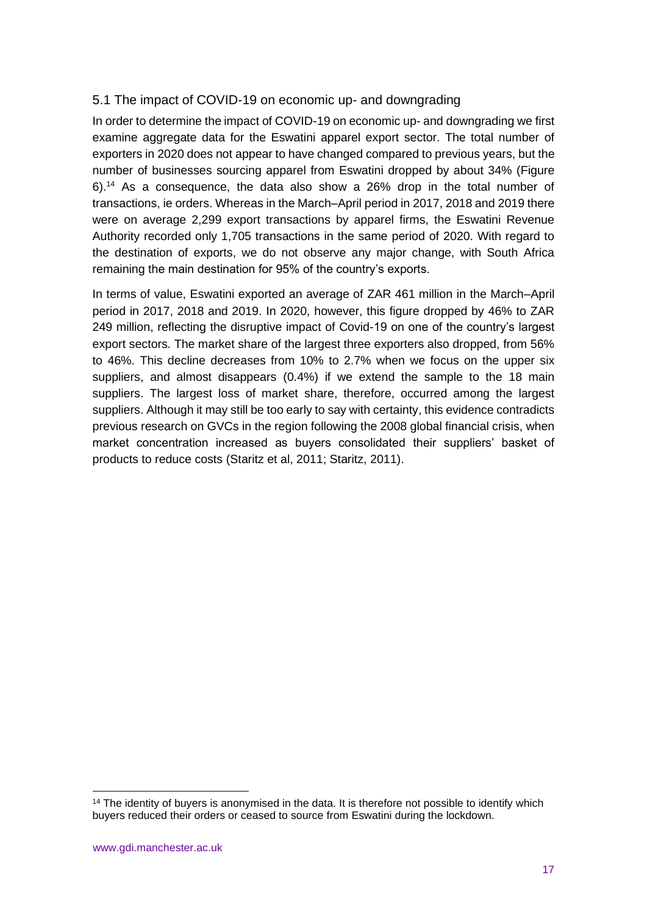## 5.1 The impact of COVID-19 on economic up- and downgrading

In order to determine the impact of COVID-19 on economic up- and downgrading we first examine aggregate data for the Eswatini apparel export sector. The total number of exporters in 2020 does not appear to have changed compared to previous years, but the number of businesses sourcing apparel from Eswatini dropped by about 34% (Figure 6).[14] As a consequence, the data also show a 26% drop in the total number of transactions, ie orders. Whereas in the March–April period in 2017, 2018 and 2019 there were on average 2,299 export transactions by apparel firms, the Eswatini Revenue Authority recorded only 1,705 transactions in the same period of 2020. With regard to the destination of exports, we do not observe any major change, with South Africa remaining the main destination for 95% of the country's exports.

In terms of value, Eswatini exported an average of ZAR 461 million in the March–April period in 2017, 2018 and 2019. In 2020, however, this figure dropped by 46% to ZAR 249 million, reflecting the disruptive impact of Covid-19 on one of the country's largest export sectors. The market share of the largest three exporters also dropped, from 56% to 46%. This decline decreases from 10% to 2.7% when we focus on the upper six suppliers, and almost disappears (0.4%) if we extend the sample to the 18 main suppliers. The largest loss of market share, therefore, occurred among the largest suppliers. Although it may still be too early to say with certainty, this evidence contradicts previous research on GVCs in the region following the 2008 global financial crisis, when market concentration increased as buyers consolidated their suppliers' basket of products to reduce costs (Staritz et al, 2011; Staritz, 2011).

[14] The identity of buyers is anonymised in the data. It is therefore not possible to identify which buyers reduced their orders or ceased to source from Eswatini during the lockdown.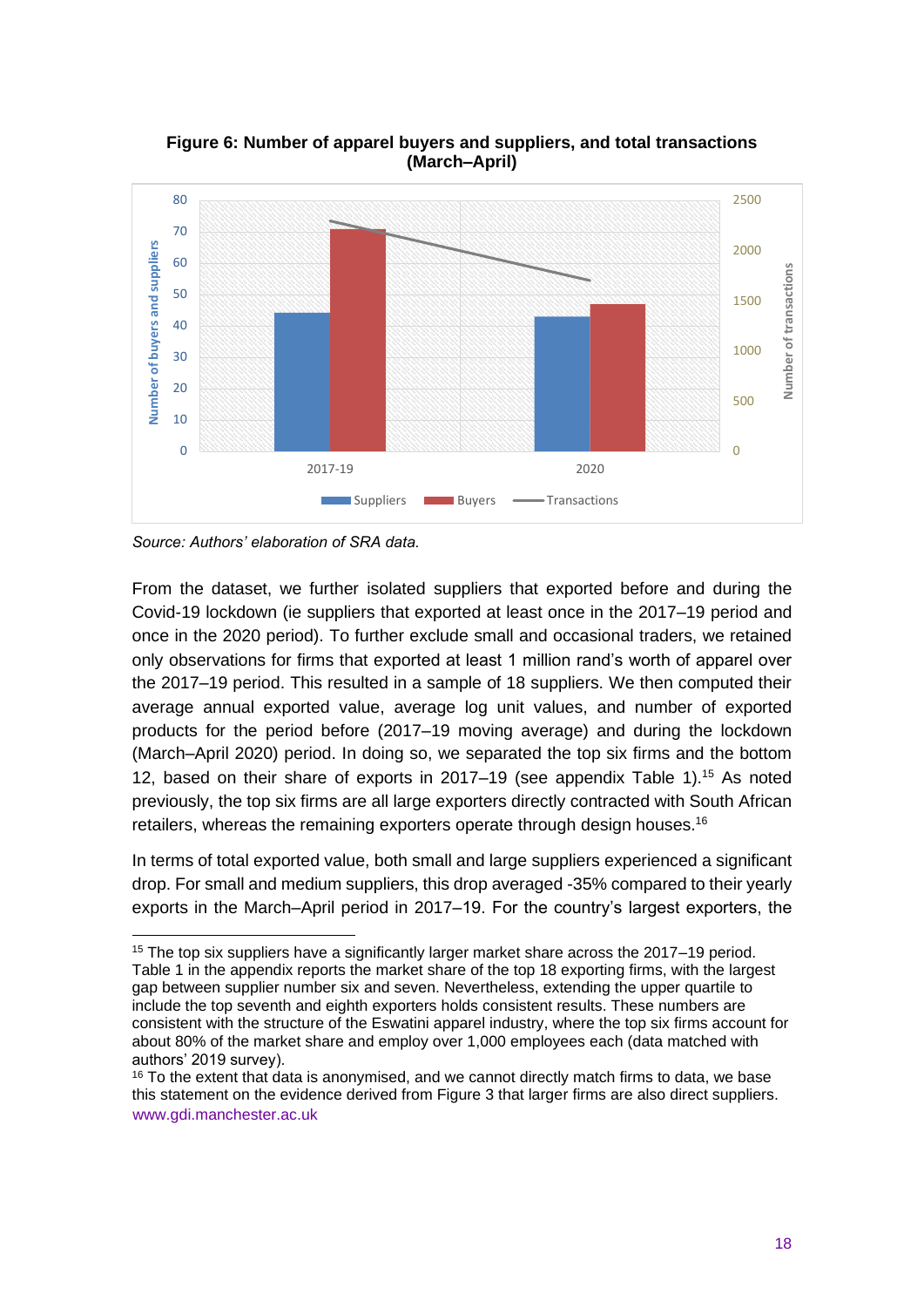**Figure 6: Number of apparel buyers and suppliers, and total transactions (March–April)**

*Source: Authors' elaboration of SRA data.*

From the dataset, we further isolated suppliers that exported before and during the Covid-19 lockdown (ie suppliers that exported at least once in the 2017–19 period and once in the 2020 period). To further exclude small and occasional traders, we retained only observations for firms that exported at least 1 million rand's worth of apparel over the 2017–19 period. This resulted in a sample of 18 suppliers. We then computed their average annual exported value, average log unit values, and number of exported products for the period before (2017–19 moving average) and during the lockdown (March–April 2020) period. In doing so, we separated the top six firms and the bottom 12, based on their share of exports in 2017–19 (see appendix Table 1).[15] As noted previously, the top six firms are all large exporters directly contracted with South African retailers, whereas the remaining exporters operate through design houses.[16]

In terms of total exported value, both small and large suppliers experienced a significant drop. For small and medium suppliers, this drop averaged -35% compared to their yearly exports in the March–April period in 2017–19. For the country's largest exporters, the

---

[15] The top six suppliers have a significantly larger market share across the 2017–19 period. Table 1 in the appendix reports the market share of the top 18 exporting firms, with the largest gap between supplier number six and seven. Nevertheless, extending the upper quartile to include the top seventh and eighth exporters holds consistent results. These numbers are consistent with the structure of the Eswatini apparel industry, where the top six firms account for about 80% of the market share and employ over 1,000 employees each (data matched with authors' 2019 survey).

[16] To the extent that data is anonymised, and we cannot directly match firms to data, we base this statement on the evidence derived from Figure 3 that larger firms are also direct suppliers.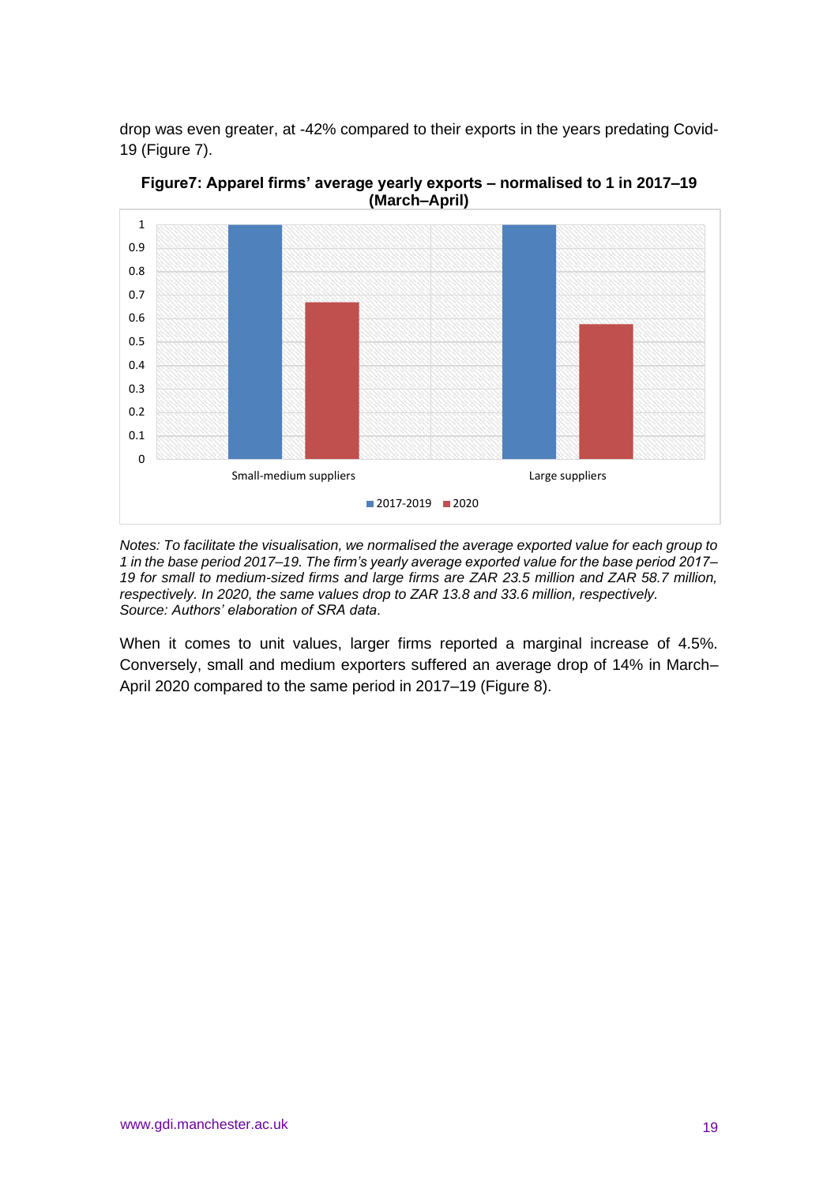drop was even greater, at -42% compared to their exports in the years predating Covid-19 (Figure 7).

**Figure7: Apparel firms' average yearly exports – normalised to 1 in 2017–19 (March–April)**

*Notes: To facilitate the visualisation, we normalised the average exported value for each group to 1 in the base period 2017–19. The firm's yearly average exported value for the base period 2017–19 for small to medium-sized firms and large firms are ZAR 23.5 million and ZAR 58.7 million, respectively. In 2020, the same values drop to ZAR 13.8 and 33.6 million, respectively.*
*Source: Authors' elaboration of SRA data.*

When it comes to unit values, larger firms reported a marginal increase of 4.5%. Conversely, small and medium exporters suffered an average drop of 14% in March–April 2020 compared to the same period in 2017–19 (Figure 8).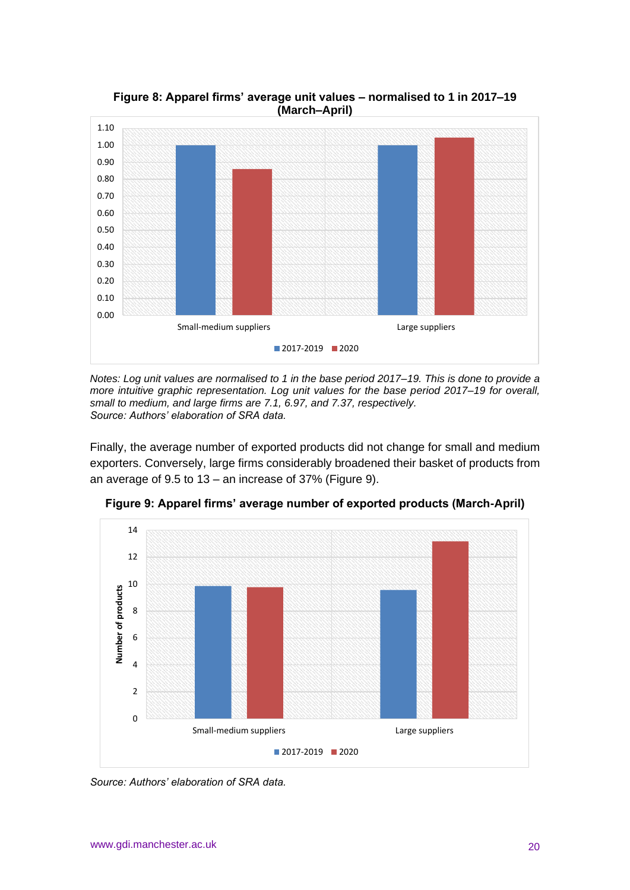**Figure 8: Apparel firms' average unit values – normalised to 1 in 2017–19 (March–April)**

*Notes: Log unit values are normalised to 1 in the base period 2017–19. This is done to provide a more intuitive graphic representation. Log unit values for the base period 2017–19 for overall, small to medium, and large firms are 7.1, 6.97, and 7.37, respectively.*
*Source: Authors' elaboration of SRA data.*

Finally, the average number of exported products did not change for small and medium exporters. Conversely, large firms considerably broadened their basket of products from an average of 9.5 to 13 – an increase of 37% (Figure 9).

**Figure 9: Apparel firms' average number of exported products (March-April)**

*Source: Authors' elaboration of SRA data.*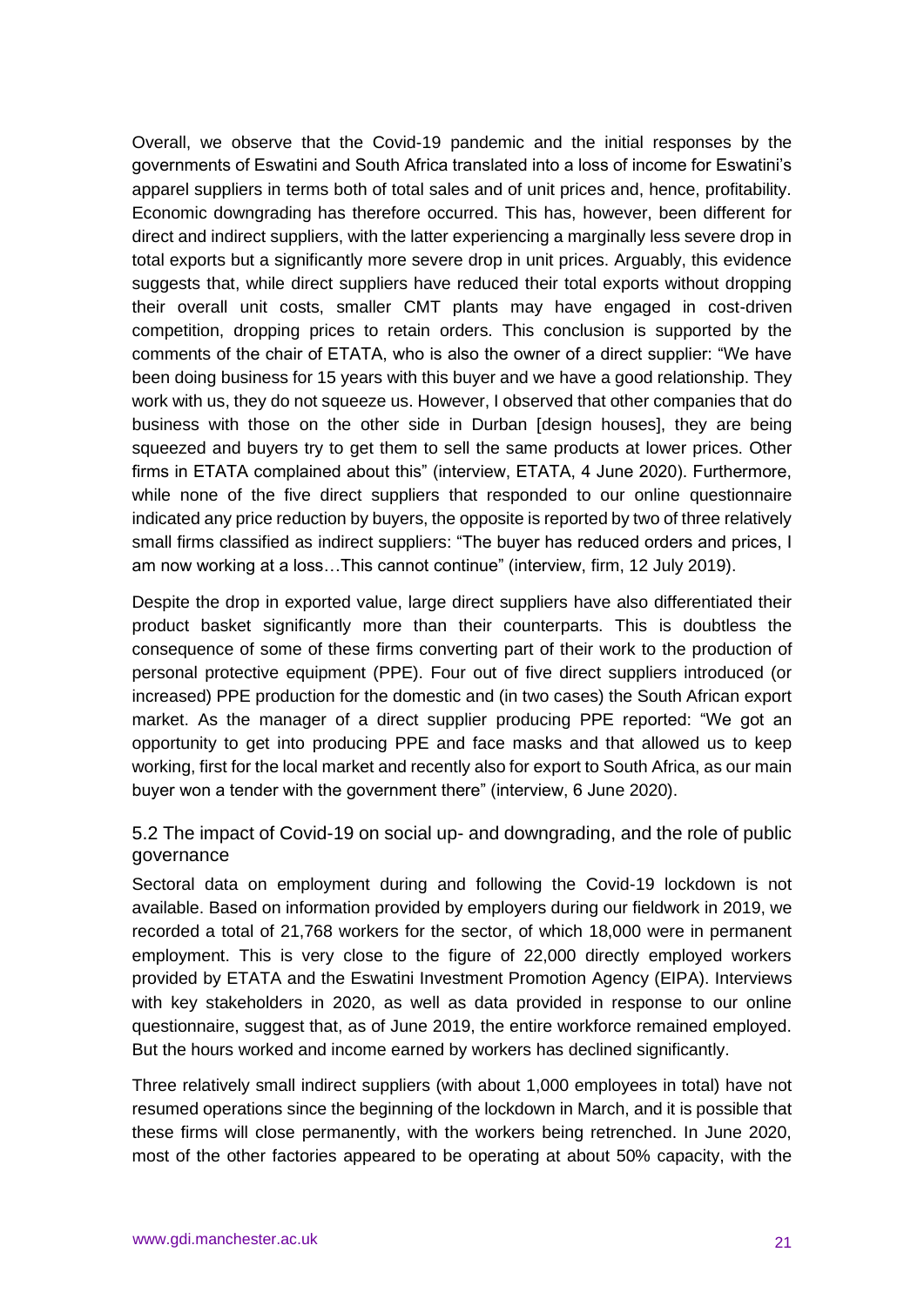Overall, we observe that the Covid-19 pandemic and the initial responses by the governments of Eswatini and South Africa translated into a loss of income for Eswatini's apparel suppliers in terms both of total sales and of unit prices and, hence, profitability. Economic downgrading has therefore occurred. This has, however, been different for direct and indirect suppliers, with the latter experiencing a marginally less severe drop in total exports but a significantly more severe drop in unit prices. Arguably, this evidence suggests that, while direct suppliers have reduced their total exports without dropping their overall unit costs, smaller CMT plants may have engaged in cost-driven competition, dropping prices to retain orders. This conclusion is supported by the comments of the chair of ETATA, who is also the owner of a direct supplier: "We have been doing business for 15 years with this buyer and we have a good relationship. They work with us, they do not squeeze us. However, I observed that other companies that do business with those on the other side in Durban [design houses], they are being squeezed and buyers try to get them to sell the same products at lower prices. Other firms in ETATA complained about this" (interview, ETATA, 4 June 2020). Furthermore, while none of the five direct suppliers that responded to our online questionnaire indicated any price reduction by buyers, the opposite is reported by two of three relatively small firms classified as indirect suppliers: "The buyer has reduced orders and prices, I am now working at a loss…This cannot continue" (interview, firm, 12 July 2019).

Despite the drop in exported value, large direct suppliers have also differentiated their product basket significantly more than their counterparts. This is doubtless the consequence of some of these firms converting part of their work to the production of personal protective equipment (PPE). Four out of five direct suppliers introduced (or increased) PPE production for the domestic and (in two cases) the South African export market. As the manager of a direct supplier producing PPE reported: "We got an opportunity to get into producing PPE and face masks and that allowed us to keep working, first for the local market and recently also for export to South Africa, as our main buyer won a tender with the government there" (interview, 6 June 2020).

### 5.2 The impact of Covid-19 on social up- and downgrading, and the role of public governance

Sectoral data on employment during and following the Covid-19 lockdown is not available. Based on information provided by employers during our fieldwork in 2019, we recorded a total of 21,768 workers for the sector, of which 18,000 were in permanent employment. This is very close to the figure of 22,000 directly employed workers provided by ETATA and the Eswatini Investment Promotion Agency (EIPA). Interviews with key stakeholders in 2020, as well as data provided in response to our online questionnaire, suggest that, as of June 2019, the entire workforce remained employed. But the hours worked and income earned by workers has declined significantly.

Three relatively small indirect suppliers (with about 1,000 employees in total) have not resumed operations since the beginning of the lockdown in March, and it is possible that these firms will close permanently, with the workers being retrenched. In June 2020, most of the other factories appeared to be operating at about 50% capacity, with the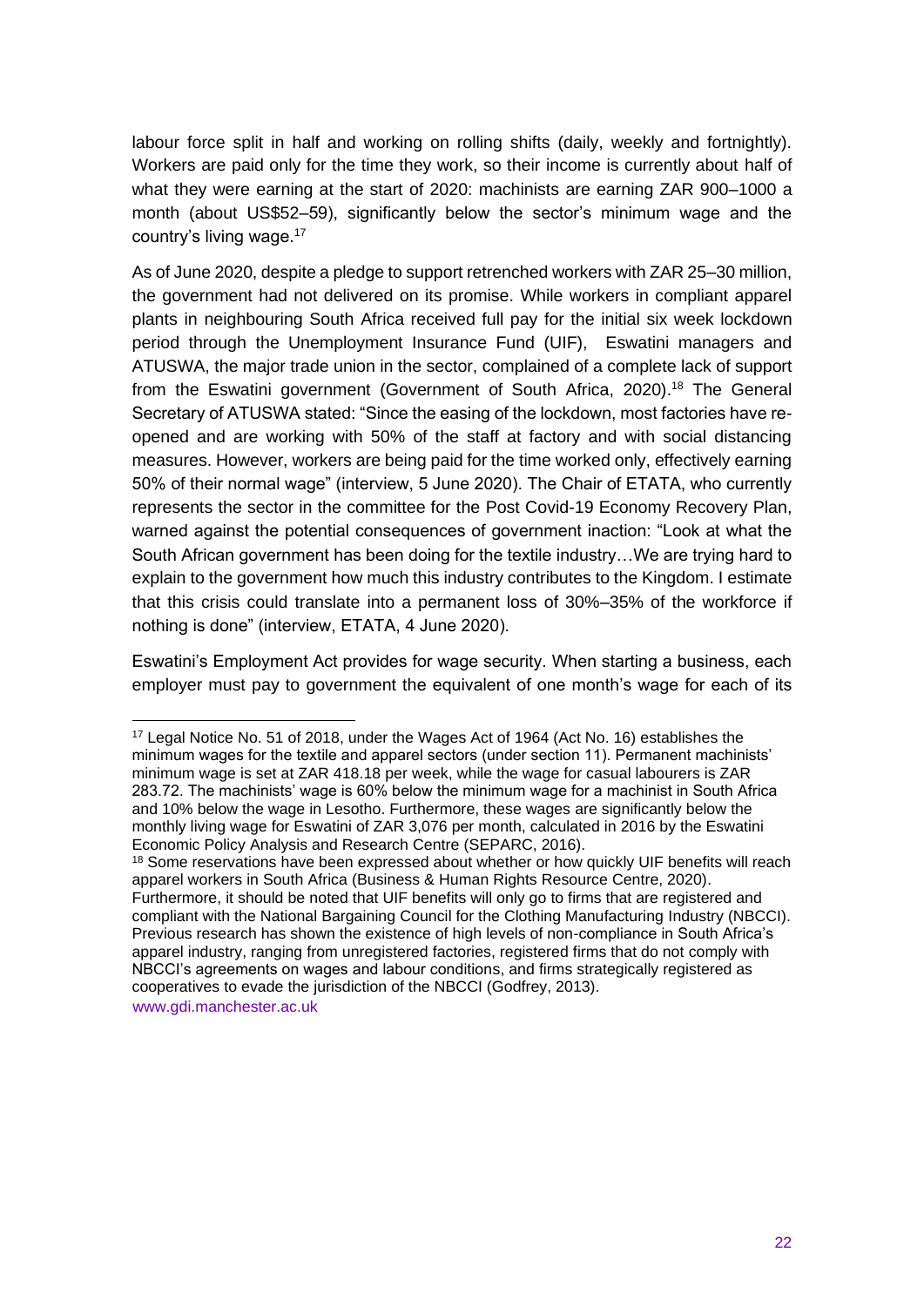labour force split in half and working on rolling shifts (daily, weekly and fortnightly). Workers are paid only for the time they work, so their income is currently about half of what they were earning at the start of 2020: machinists are earning ZAR 900–1000 a month (about US$52–59), significantly below the sector's minimum wage and the country's living wage.[17]

As of June 2020, despite a pledge to support retrenched workers with ZAR 25–30 million, the government had not delivered on its promise. While workers in compliant apparel plants in neighbouring South Africa received full pay for the initial six week lockdown period through the Unemployment Insurance Fund (UIF), Eswatini managers and ATUSWA, the major trade union in the sector, complained of a complete lack of support from the Eswatini government (Government of South Africa, 2020).[18] The General Secretary of ATUSWA stated: "Since the easing of the lockdown, most factories have re-opened and are working with 50% of the staff at factory and with social distancing measures. However, workers are being paid for the time worked only, effectively earning 50% of their normal wage" (interview, 5 June 2020). The Chair of ETATA, who currently represents the sector in the committee for the Post Covid-19 Economy Recovery Plan, warned against the potential consequences of government inaction: "Look at what the South African government has been doing for the textile industry…We are trying hard to explain to the government how much this industry contributes to the Kingdom. I estimate that this crisis could translate into a permanent loss of 30%–35% of the workforce if nothing is done" (interview, ETATA, 4 June 2020).

Eswatini's Employment Act provides for wage security. When starting a business, each employer must pay to government the equivalent of one month's wage for each of its

---

[17] Legal Notice No. 51 of 2018, under the Wages Act of 1964 (Act No. 16) establishes the minimum wages for the textile and apparel sectors (under section 11). Permanent machinists' minimum wage is set at ZAR 418.18 per week, while the wage for casual labourers is ZAR 283.72. The machinists' wage is 60% below the minimum wage for a machinist in South Africa and 10% below the wage in Lesotho. Furthermore, these wages are significantly below the monthly living wage for Eswatini of ZAR 3,076 per month, calculated in 2016 by the Eswatini Economic Policy Analysis and Research Centre (SEPARC, 2016).

[18] Some reservations have been expressed about whether or how quickly UIF benefits will reach apparel workers in South Africa (Business & Human Rights Resource Centre, 2020). Furthermore, it should be noted that UIF benefits will only go to firms that are registered and compliant with the National Bargaining Council for the Clothing Manufacturing Industry (NBCCI). Previous research has shown the existence of high levels of non-compliance in South Africa's apparel industry, ranging from unregistered factories, registered firms that do not comply with NBCCI's agreements on wages and labour conditions, and firms strategically registered as cooperatives to evade the jurisdiction of the NBCCI (Godfrey, 2013).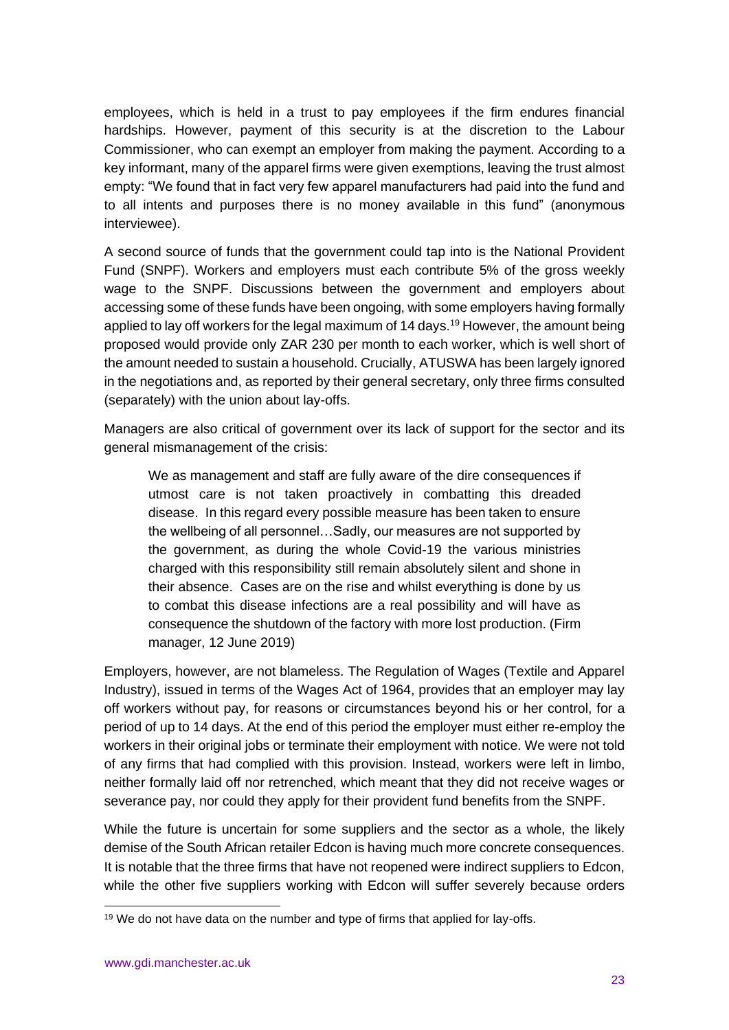employees, which is held in a trust to pay employees if the firm endures financial hardships. However, payment of this security is at the discretion to the Labour Commissioner, who can exempt an employer from making the payment. According to a key informant, many of the apparel firms were given exemptions, leaving the trust almost empty: "We found that in fact very few apparel manufacturers had paid into the fund and to all intents and purposes there is no money available in this fund" (anonymous interviewee).

A second source of funds that the government could tap into is the National Provident Fund (SNPF). Workers and employers must each contribute 5% of the gross weekly wage to the SNPF. Discussions between the government and employers about accessing some of these funds have been ongoing, with some employers having formally applied to lay off workers for the legal maximum of 14 days.[19] However, the amount being proposed would provide only ZAR 230 per month to each worker, which is well short of the amount needed to sustain a household. Crucially, ATUSWA has been largely ignored in the negotiations and, as reported by their general secretary, only three firms consulted (separately) with the union about lay-offs.

Managers are also critical of government over its lack of support for the sector and its general mismanagement of the crisis:

> We as management and staff are fully aware of the dire consequences if utmost care is not taken proactively in combatting this dreaded disease. In this regard every possible measure has been taken to ensure the wellbeing of all personnel…Sadly, our measures are not supported by the government, as during the whole Covid-19 the various ministries charged with this responsibility still remain absolutely silent and shone in their absence. Cases are on the rise and whilst everything is done by us to combat this disease infections are a real possibility and will have as consequence the shutdown of the factory with more lost production. (Firm manager, 12 June 2019)

Employers, however, are not blameless. The Regulation of Wages (Textile and Apparel Industry), issued in terms of the Wages Act of 1964, provides that an employer may lay off workers without pay, for reasons or circumstances beyond his or her control, for a period of up to 14 days. At the end of this period the employer must either re-employ the workers in their original jobs or terminate their employment with notice. We were not told of any firms that had complied with this provision. Instead, workers were left in limbo, neither formally laid off nor retrenched, which meant that they did not receive wages or severance pay, nor could they apply for their provident fund benefits from the SNPF.

While the future is uncertain for some suppliers and the sector as a whole, the likely demise of the South African retailer Edcon is having much more concrete consequences. It is notable that the three firms that have not reopened were indirect suppliers to Edcon, while the other five suppliers working with Edcon will suffer severely because orders

---

[19] We do not have data on the number and type of firms that applied for lay-offs.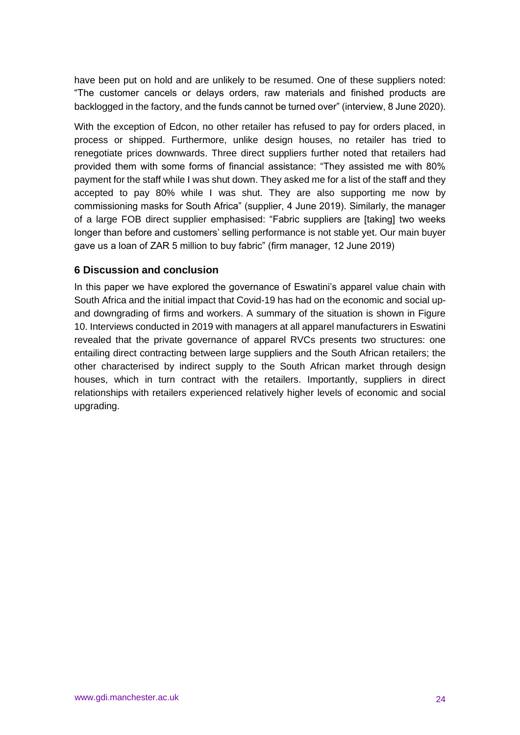have been put on hold and are unlikely to be resumed. One of these suppliers noted: "The customer cancels or delays orders, raw materials and finished products are backlogged in the factory, and the funds cannot be turned over" (interview, 8 June 2020).

With the exception of Edcon, no other retailer has refused to pay for orders placed, in process or shipped. Furthermore, unlike design houses, no retailer has tried to renegotiate prices downwards. Three direct suppliers further noted that retailers had provided them with some forms of financial assistance: "They assisted me with 80% payment for the staff while I was shut down. They asked me for a list of the staff and they accepted to pay 80% while I was shut. They are also supporting me now by commissioning masks for South Africa" (supplier, 4 June 2019). Similarly, the manager of a large FOB direct supplier emphasised: "Fabric suppliers are [taking] two weeks longer than before and customers' selling performance is not stable yet. Our main buyer gave us a loan of ZAR 5 million to buy fabric" (firm manager, 12 June 2019)

## 6 Discussion and conclusion

In this paper we have explored the governance of Eswatini's apparel value chain with South Africa and the initial impact that Covid-19 has had on the economic and social up- and downgrading of firms and workers. A summary of the situation is shown in Figure 10. Interviews conducted in 2019 with managers at all apparel manufacturers in Eswatini revealed that the private governance of apparel RVCs presents two structures: one entailing direct contracting between large suppliers and the South African retailers; the other characterised by indirect supply to the South African market through design houses, which in turn contract with the retailers. Importantly, suppliers in direct relationships with retailers experienced relatively higher levels of economic and social upgrading.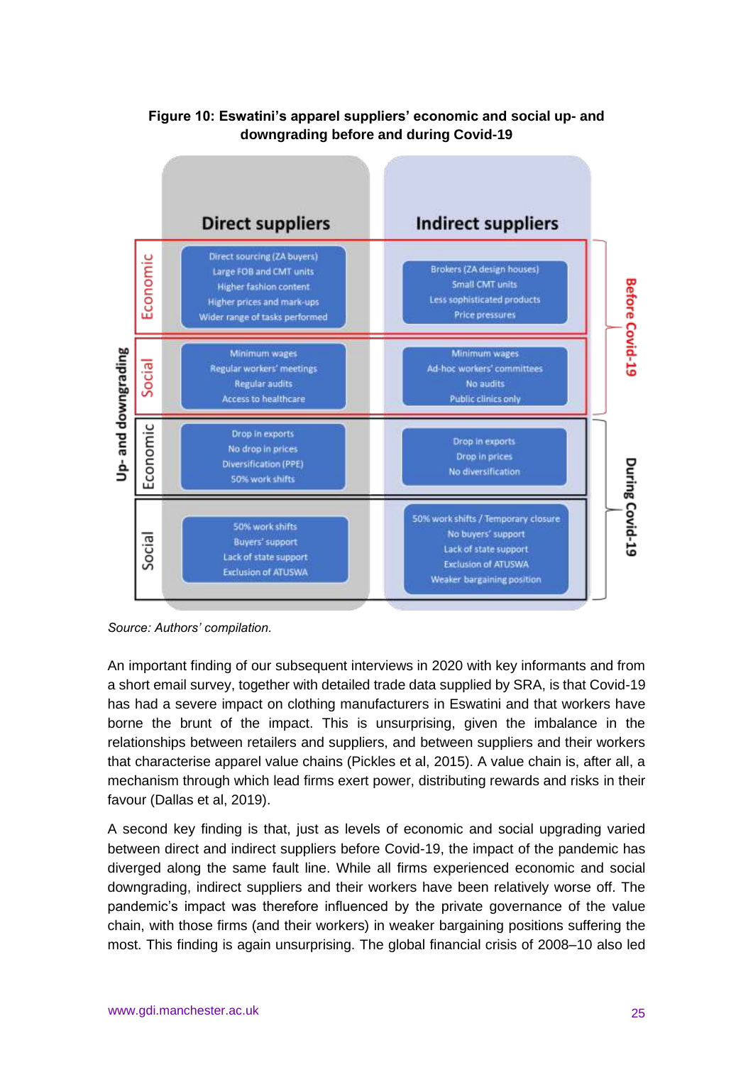**Figure 10: Eswatini's apparel suppliers' economic and social up- and downgrading before and during Covid-19**

| Up- and downgrading | | Direct suppliers | Indirect suppliers |
|---|---|---|---|
| Before Covid-19 | Economic | Direct sourcing (ZA buyers)<br>Large FOB and CMT units<br>Higher fashion content<br>Higher prices and mark-ups<br>Wider range of tasks performed | Brokers (ZA design houses)<br>Small CMT units<br>Less sophisticated products<br>Price pressures |
| | Social | Minimum wages<br>Regular workers' meetings<br>Regular audits<br>Access to healthcare | Minimum wages<br>Ad-hoc workers' committees<br>No audits<br>Public clinics only |
| During Covid-19 | Economic | Drop in exports<br>No drop in prices<br>Diversification (PPE)<br>50% work shifts | Drop in exports<br>Drop in prices<br>No diversification |
| | Social | 50% work shifts<br>Buyers' support<br>Lack of state support<br>Exclusion of ATUSWA | 50% work shifts / Temporary closure<br>No buyers' support<br>Lack of state support<br>Exclusion of ATUSWA<br>Weaker bargaining position |

*Source: Authors' compilation.*

An important finding of our subsequent interviews in 2020 with key informants and from a short email survey, together with detailed trade data supplied by SRA, is that Covid-19 has had a severe impact on clothing manufacturers in Eswatini and that workers have borne the brunt of the impact. This is unsurprising, given the imbalance in the relationships between retailers and suppliers, and between suppliers and their workers that characterise apparel value chains (Pickles et al, 2015). A value chain is, after all, a mechanism through which lead firms exert power, distributing rewards and risks in their favour (Dallas et al, 2019).

A second key finding is that, just as levels of economic and social upgrading varied between direct and indirect suppliers before Covid-19, the impact of the pandemic has diverged along the same fault line. While all firms experienced economic and social downgrading, indirect suppliers and their workers have been relatively worse off. The pandemic's impact was therefore influenced by the private governance of the value chain, with those firms (and their workers) in weaker bargaining positions suffering the most. This finding is again unsurprising. The global financial crisis of 2008–10 also led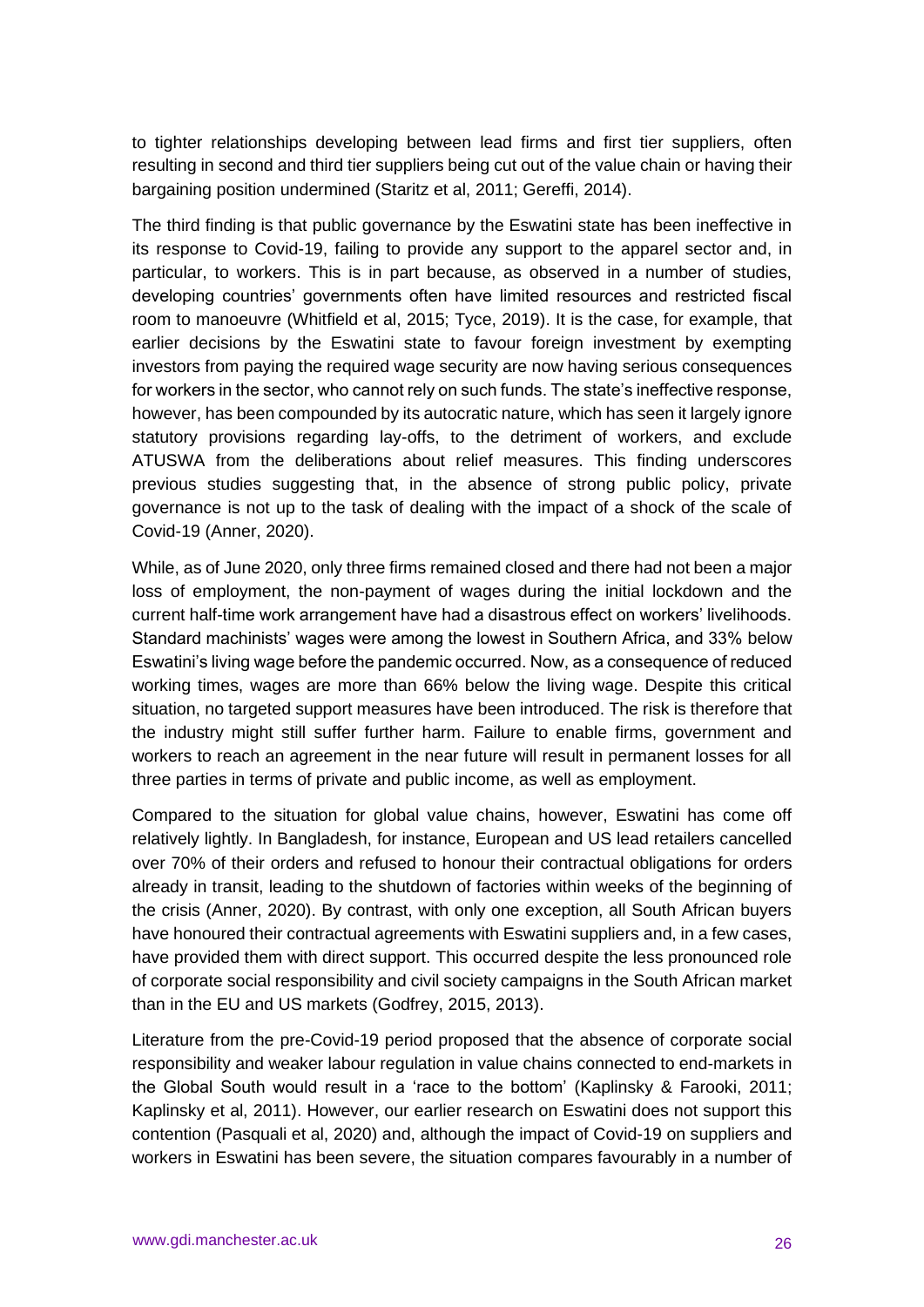to tighter relationships developing between lead firms and first tier suppliers, often resulting in second and third tier suppliers being cut out of the value chain or having their bargaining position undermined (Staritz et al, 2011; Gereffi, 2014).

The third finding is that public governance by the Eswatini state has been ineffective in its response to Covid-19, failing to provide any support to the apparel sector and, in particular, to workers. This is in part because, as observed in a number of studies, developing countries' governments often have limited resources and restricted fiscal room to manoeuvre (Whitfield et al, 2015; Tyce, 2019). It is the case, for example, that earlier decisions by the Eswatini state to favour foreign investment by exempting investors from paying the required wage security are now having serious consequences for workers in the sector, who cannot rely on such funds. The state's ineffective response, however, has been compounded by its autocratic nature, which has seen it largely ignore statutory provisions regarding lay-offs, to the detriment of workers, and exclude ATUSWA from the deliberations about relief measures. This finding underscores previous studies suggesting that, in the absence of strong public policy, private governance is not up to the task of dealing with the impact of a shock of the scale of Covid-19 (Anner, 2020).

While, as of June 2020, only three firms remained closed and there had not been a major loss of employment, the non-payment of wages during the initial lockdown and the current half-time work arrangement have had a disastrous effect on workers' livelihoods. Standard machinists' wages were among the lowest in Southern Africa, and 33% below Eswatini's living wage before the pandemic occurred. Now, as a consequence of reduced working times, wages are more than 66% below the living wage. Despite this critical situation, no targeted support measures have been introduced. The risk is therefore that the industry might still suffer further harm. Failure to enable firms, government and workers to reach an agreement in the near future will result in permanent losses for all three parties in terms of private and public income, as well as employment.

Compared to the situation for global value chains, however, Eswatini has come off relatively lightly. In Bangladesh, for instance, European and US lead retailers cancelled over 70% of their orders and refused to honour their contractual obligations for orders already in transit, leading to the shutdown of factories within weeks of the beginning of the crisis (Anner, 2020). By contrast, with only one exception, all South African buyers have honoured their contractual agreements with Eswatini suppliers and, in a few cases, have provided them with direct support. This occurred despite the less pronounced role of corporate social responsibility and civil society campaigns in the South African market than in the EU and US markets (Godfrey, 2015, 2013).

Literature from the pre-Covid-19 period proposed that the absence of corporate social responsibility and weaker labour regulation in value chains connected to end-markets in the Global South would result in a 'race to the bottom' (Kaplinsky & Farooki, 2011; Kaplinsky et al, 2011). However, our earlier research on Eswatini does not support this contention (Pasquali et al, 2020) and, although the impact of Covid-19 on suppliers and workers in Eswatini has been severe, the situation compares favourably in a number of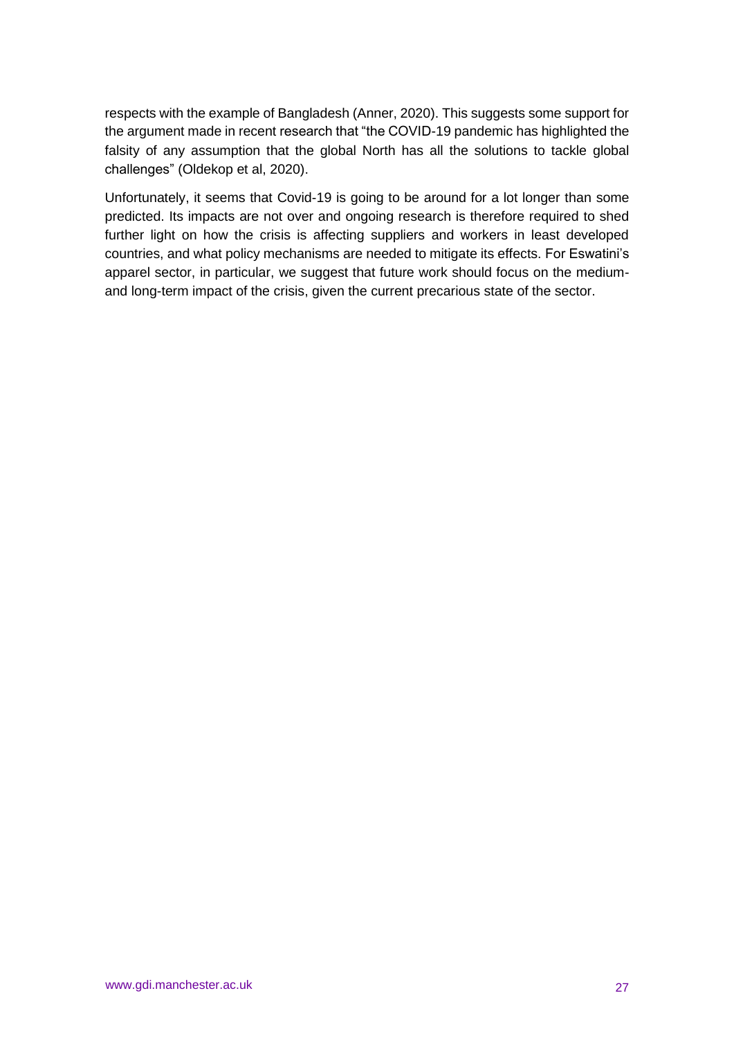respects with the example of Bangladesh (Anner, 2020). This suggests some support for the argument made in recent research that "the COVID-19 pandemic has highlighted the falsity of any assumption that the global North has all the solutions to tackle global challenges" (Oldekop et al, 2020).

Unfortunately, it seems that Covid-19 is going to be around for a lot longer than some predicted. Its impacts are not over and ongoing research is therefore required to shed further light on how the crisis is affecting suppliers and workers in least developed countries, and what policy mechanisms are needed to mitigate its effects. For Eswatini's apparel sector, in particular, we suggest that future work should focus on the medium- and long-term impact of the crisis, given the current precarious state of the sector.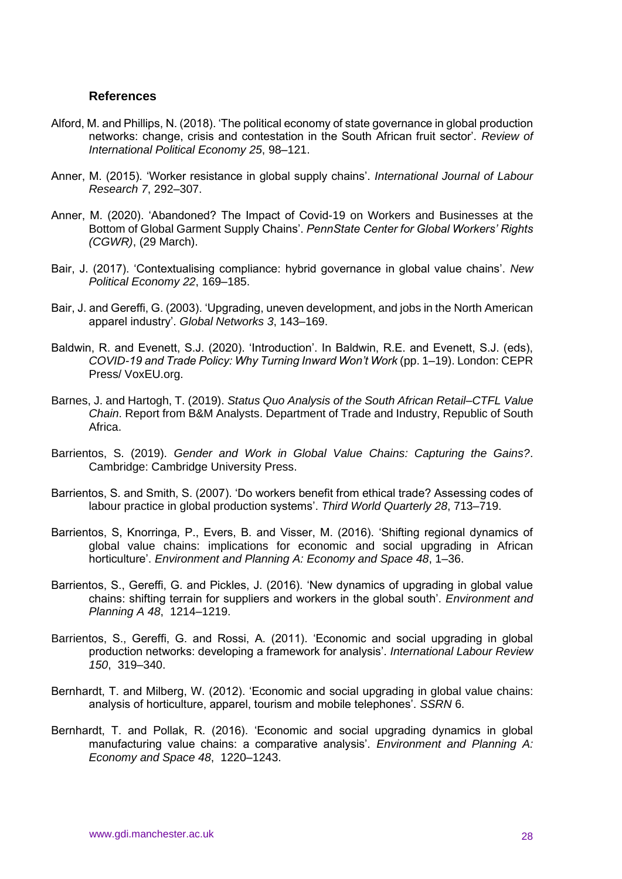## References

Alford, M. and Phillips, N. (2018). 'The political economy of state governance in global production networks: change, crisis and contestation in the South African fruit sector'. *Review of International Political Economy 25*, 98–121.

Anner, M. (2015). 'Worker resistance in global supply chains'. *International Journal of Labour Research 7*, 292–307.

Anner, M. (2020). 'Abandoned? The Impact of Covid-19 on Workers and Businesses at the Bottom of Global Garment Supply Chains'. *PennState Center for Global Workers' Rights (CGWR)*, (29 March).

Bair, J. (2017). 'Contextualising compliance: hybrid governance in global value chains'. *New Political Economy 22*, 169–185.

Bair, J. and Gereffi, G. (2003). 'Upgrading, uneven development, and jobs in the North American apparel industry'. *Global Networks 3*, 143–169.

Baldwin, R. and Evenett, S.J. (2020). 'Introduction'. In Baldwin, R.E. and Evenett, S.J. (eds), *COVID-19 and Trade Policy: Why Turning Inward Won't Work* (pp. 1–19). London: CEPR Press/ VoxEU.org.

Barnes, J. and Hartogh, T. (2019). *Status Quo Analysis of the South African Retail–CTFL Value Chain*. Report from B&M Analysts. Department of Trade and Industry, Republic of South Africa.

Barrientos, S. (2019). *Gender and Work in Global Value Chains: Capturing the Gains?*. Cambridge: Cambridge University Press.

Barrientos, S. and Smith, S. (2007). 'Do workers benefit from ethical trade? Assessing codes of labour practice in global production systems'. *Third World Quarterly 28*, 713–719.

Barrientos, S, Knorringa, P., Evers, B. and Visser, M. (2016). 'Shifting regional dynamics of global value chains: implications for economic and social upgrading in African horticulture'. *Environment and Planning A: Economy and Space 48*, 1–36.

Barrientos, S., Gereffi, G. and Pickles, J. (2016). 'New dynamics of upgrading in global value chains: shifting terrain for suppliers and workers in the global south'. *Environment and Planning A 48*, 1214–1219.

Barrientos, S., Gereffi, G. and Rossi, A. (2011). 'Economic and social upgrading in global production networks: developing a framework for analysis'. *International Labour Review 150*, 319–340.

Bernhardt, T. and Milberg, W. (2012). 'Economic and social upgrading in global value chains: analysis of horticulture, apparel, tourism and mobile telephones'. *SSRN* 6.

Bernhardt, T. and Pollak, R. (2016). 'Economic and social upgrading dynamics in global manufacturing value chains: a comparative analysis'. *Environment and Planning A: Economy and Space 48*, 1220–1243.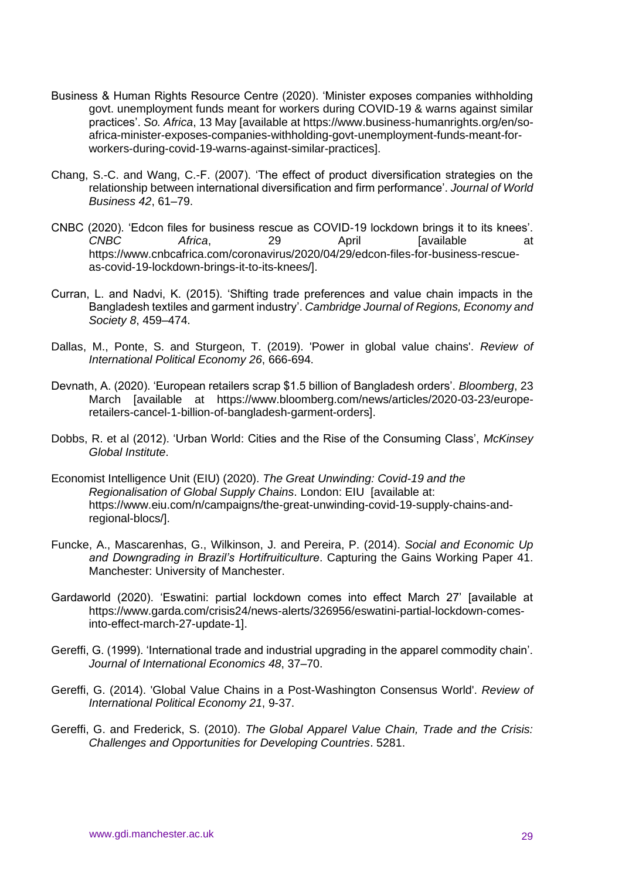Business & Human Rights Resource Centre (2020). 'Minister exposes companies withholding govt. unemployment funds meant for workers during COVID-19 & warns against similar practices'. *So. Africa*, 13 May [available at https://www.business-humanrights.org/en/so-africa-minister-exposes-companies-withholding-govt-unemployment-funds-meant-for-workers-during-covid-19-warns-against-similar-practices].

Chang, S.-C. and Wang, C.-F. (2007). 'The effect of product diversification strategies on the relationship between international diversification and firm performance'. *Journal of World Business 42*, 61–79.

CNBC (2020). 'Edcon files for business rescue as COVID-19 lockdown brings it to its knees'. *CNBC Africa*, 29 April [available at https://www.cnbcafrica.com/coronavirus/2020/04/29/edcon-files-for-business-rescue-as-covid-19-lockdown-brings-it-to-its-knees/].

Curran, L. and Nadvi, K. (2015). 'Shifting trade preferences and value chain impacts in the Bangladesh textiles and garment industry'. *Cambridge Journal of Regions, Economy and Society 8*, 459–474.

Dallas, M., Ponte, S. and Sturgeon, T. (2019). 'Power in global value chains'. *Review of International Political Economy 26*, 666-694.

Devnath, A. (2020). 'European retailers scrap $1.5 billion of Bangladesh orders'. *Bloomberg*, 23 March [available at https://www.bloomberg.com/news/articles/2020-03-23/europe-retailers-cancel-1-billion-of-bangladesh-garment-orders].

Dobbs, R. et al (2012). 'Urban World: Cities and the Rise of the Consuming Class', *McKinsey Global Institute*.

Economist Intelligence Unit (EIU) (2020). *The Great Unwinding: Covid-19 and the Regionalisation of Global Supply Chains*. London: EIU [available at: https://www.eiu.com/n/campaigns/the-great-unwinding-covid-19-supply-chains-and-regional-blocs/].

Funcke, A., Mascarenhas, G., Wilkinson, J. and Pereira, P. (2014). *Social and Economic Up and Downgrading in Brazil's Hortifruiticulture*. Capturing the Gains Working Paper 41. Manchester: University of Manchester.

Gardaworld (2020). 'Eswatini: partial lockdown comes into effect March 27' [available at https://www.garda.com/crisis24/news-alerts/326956/eswatini-partial-lockdown-comes-into-effect-march-27-update-1].

Gereffi, G. (1999). 'International trade and industrial upgrading in the apparel commodity chain'. *Journal of International Economics 48*, 37–70.

Gereffi, G. (2014). 'Global Value Chains in a Post-Washington Consensus World'. *Review of International Political Economy 21*, 9-37.

Gereffi, G. and Frederick, S. (2010). *The Global Apparel Value Chain, Trade and the Crisis: Challenges and Opportunities for Developing Countries*. 5281.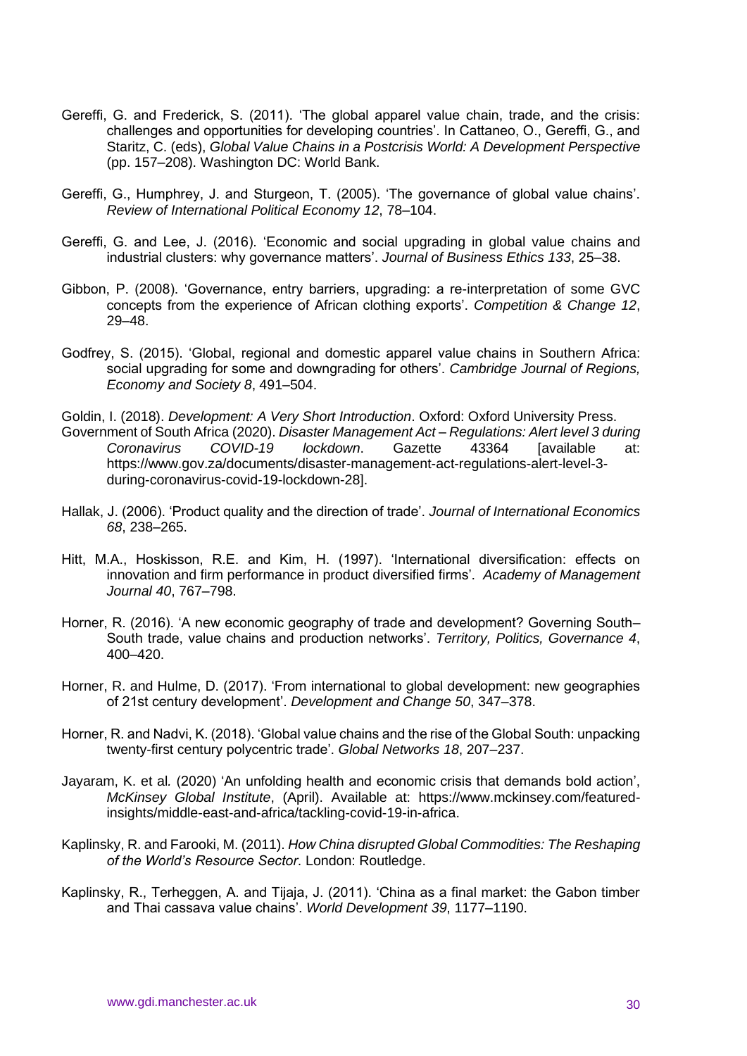Gereffi, G. and Frederick, S. (2011). 'The global apparel value chain, trade, and the crisis: challenges and opportunities for developing countries'. In Cattaneo, O., Gereffi, G., and Staritz, C. (eds), *Global Value Chains in a Postcrisis World: A Development Perspective* (pp. 157–208). Washington DC: World Bank.

Gereffi, G., Humphrey, J. and Sturgeon, T. (2005). 'The governance of global value chains'. *Review of International Political Economy 12*, 78–104.

Gereffi, G. and Lee, J. (2016). 'Economic and social upgrading in global value chains and industrial clusters: why governance matters'. *Journal of Business Ethics 133*, 25–38.

Gibbon, P. (2008). 'Governance, entry barriers, upgrading: a re-interpretation of some GVC concepts from the experience of African clothing exports'. *Competition & Change 12*, 29–48.

Godfrey, S. (2015). 'Global, regional and domestic apparel value chains in Southern Africa: social upgrading for some and downgrading for others'. *Cambridge Journal of Regions, Economy and Society 8*, 491–504.

Goldin, I. (2018). *Development: A Very Short Introduction*. Oxford: Oxford University Press.

Government of South Africa (2020). *Disaster Management Act – Regulations: Alert level 3 during Coronavirus COVID-19 lockdown*. Gazette 43364 [available at: https://www.gov.za/documents/disaster-management-act-regulations-alert-level-3-during-coronavirus-covid-19-lockdown-28].

Hallak, J. (2006). 'Product quality and the direction of trade'. *Journal of International Economics 68*, 238–265.

Hitt, M.A., Hoskisson, R.E. and Kim, H. (1997). 'International diversification: effects on innovation and firm performance in product diversified firms'. *Academy of Management Journal 40*, 767–798.

Horner, R. (2016). 'A new economic geography of trade and development? Governing South–South trade, value chains and production networks'. *Territory, Politics, Governance 4*, 400–420.

Horner, R. and Hulme, D. (2017). 'From international to global development: new geographies of 21st century development'. *Development and Change 50*, 347–378.

Horner, R. and Nadvi, K. (2018). 'Global value chains and the rise of the Global South: unpacking twenty-first century polycentric trade'. *Global Networks 18*, 207–237.

Jayaram, K. et al*.* (2020) 'An unfolding health and economic crisis that demands bold action', *McKinsey Global Institute*, (April). Available at: https://www.mckinsey.com/featured-insights/middle-east-and-africa/tackling-covid-19-in-africa.

Kaplinsky, R. and Farooki, M. (2011). *How China disrupted Global Commodities: The Reshaping of the World's Resource Sector.* London: Routledge.

Kaplinsky, R., Terheggen, A. and Tijaja, J. (2011). 'China as a final market: the Gabon timber and Thai cassava value chains'. *World Development 39*, 1177–1190.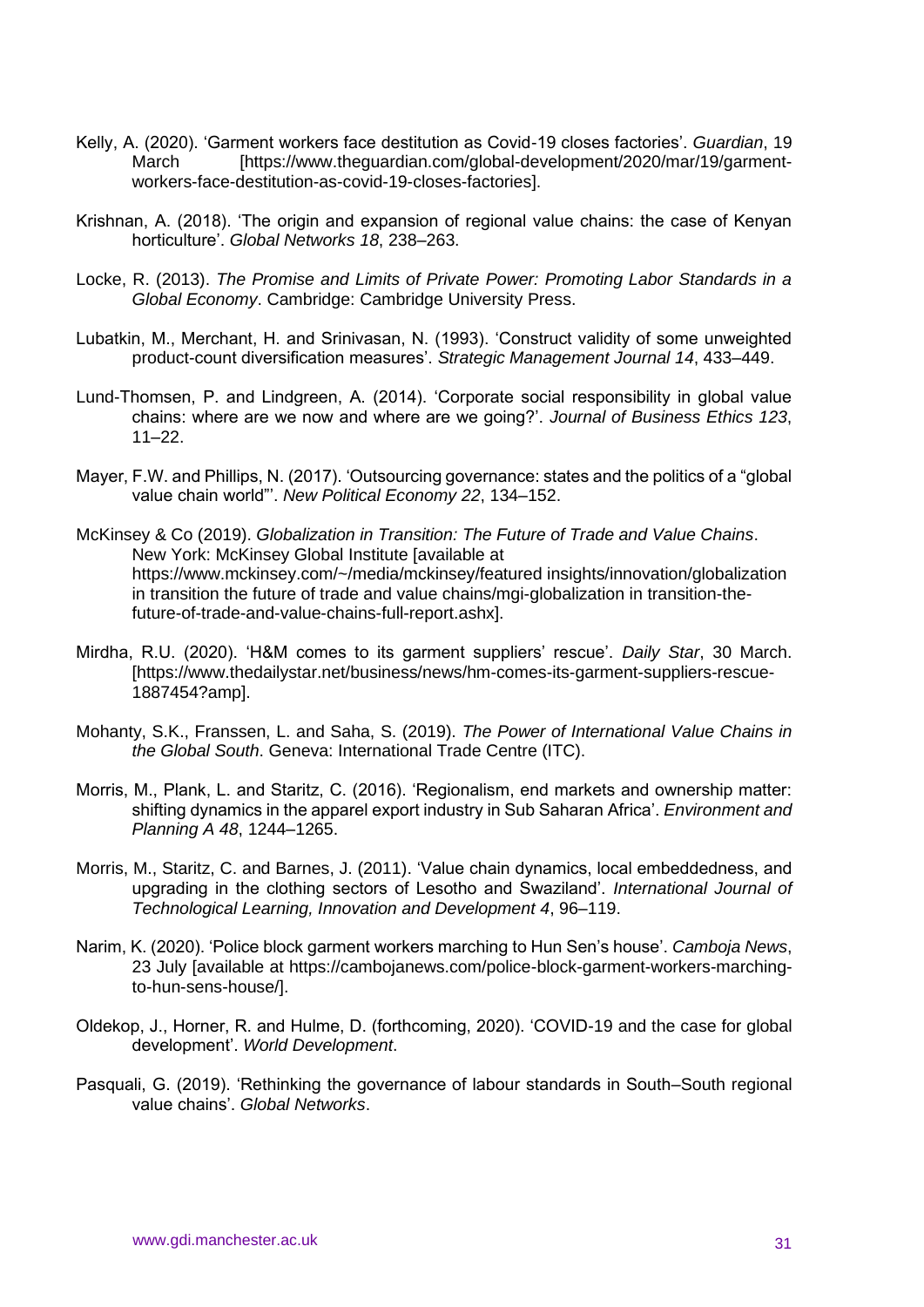Kelly, A. (2020). 'Garment workers face destitution as Covid-19 closes factories'. *Guardian*, 19 March [https://www.theguardian.com/global-development/2020/mar/19/garment-workers-face-destitution-as-covid-19-closes-factories].

Krishnan, A. (2018). 'The origin and expansion of regional value chains: the case of Kenyan horticulture'. *Global Networks 18*, 238–263.

Locke, R. (2013). *The Promise and Limits of Private Power: Promoting Labor Standards in a Global Economy*. Cambridge: Cambridge University Press.

Lubatkin, M., Merchant, H. and Srinivasan, N. (1993). 'Construct validity of some unweighted product-count diversification measures'. *Strategic Management Journal 14*, 433–449.

Lund-Thomsen, P. and Lindgreen, A. (2014). 'Corporate social responsibility in global value chains: where are we now and where are we going?'. *Journal of Business Ethics 123*, 11–22.

Mayer, F.W. and Phillips, N. (2017). 'Outsourcing governance: states and the politics of a "global value chain world"'. *New Political Economy 22*, 134–152.

McKinsey & Co (2019). *Globalization in Transition: The Future of Trade and Value Chains*. New York: McKinsey Global Institute [available at https://www.mckinsey.com/~/media/mckinsey/featured insights/innovation/globalization in transition the future of trade and value chains/mgi-globalization in transition-the-future-of-trade-and-value-chains-full-report.ashx].

Mirdha, R.U. (2020). 'H&M comes to its garment suppliers' rescue'. *Daily Star*, 30 March. [https://www.thedailystar.net/business/news/hm-comes-its-garment-suppliers-rescue-1887454?amp].

Mohanty, S.K., Franssen, L. and Saha, S. (2019). *The Power of International Value Chains in the Global South*. Geneva: International Trade Centre (ITC).

Morris, M., Plank, L. and Staritz, C. (2016). 'Regionalism, end markets and ownership matter: shifting dynamics in the apparel export industry in Sub Saharan Africa'. *Environment and Planning A 48*, 1244–1265.

Morris, M., Staritz, C. and Barnes, J. (2011). 'Value chain dynamics, local embeddedness, and upgrading in the clothing sectors of Lesotho and Swaziland'. *International Journal of Technological Learning, Innovation and Development 4*, 96–119.

Narim, K. (2020). 'Police block garment workers marching to Hun Sen's house'. *Camboja News*, 23 July [available at https://cambojanews.com/police-block-garment-workers-marching-to-hun-sens-house/].

Oldekop, J., Horner, R. and Hulme, D. (forthcoming, 2020). 'COVID-19 and the case for global development'. *World Development*.

Pasquali, G. (2019). 'Rethinking the governance of labour standards in South–South regional value chains'. *Global Networks*.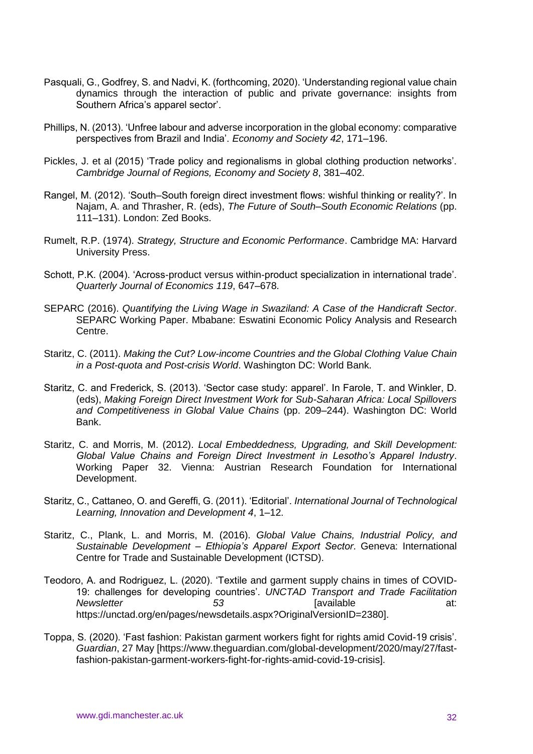Pasquali, G., Godfrey, S. and Nadvi, K. (forthcoming, 2020). 'Understanding regional value chain dynamics through the interaction of public and private governance: insights from Southern Africa's apparel sector'.

Phillips, N. (2013). 'Unfree labour and adverse incorporation in the global economy: comparative perspectives from Brazil and India'. *Economy and Society 42*, 171–196.

Pickles, J. et al (2015) 'Trade policy and regionalisms in global clothing production networks'. *Cambridge Journal of Regions, Economy and Society 8*, 381–402.

Rangel, M. (2012). 'South–South foreign direct investment flows: wishful thinking or reality?'. In Najam, A. and Thrasher, R. (eds), *The Future of South–South Economic Relations* (pp. 111–131). London: Zed Books.

Rumelt, R.P. (1974). *Strategy, Structure and Economic Performance*. Cambridge MA: Harvard University Press.

Schott, P.K. (2004). 'Across-product versus within-product specialization in international trade'. *Quarterly Journal of Economics 119*, 647–678.

SEPARC (2016). *Quantifying the Living Wage in Swaziland: A Case of the Handicraft Sector*. SEPARC Working Paper. Mbabane: Eswatini Economic Policy Analysis and Research Centre.

Staritz, C. (2011). *Making the Cut? Low-income Countries and the Global Clothing Value Chain in a Post-quota and Post-crisis World*. Washington DC: World Bank.

Staritz, C. and Frederick, S. (2013). 'Sector case study: apparel'. In Farole, T. and Winkler, D. (eds), *Making Foreign Direct Investment Work for Sub-Saharan Africa: Local Spillovers and Competitiveness in Global Value Chains* (pp. 209–244). Washington DC: World Bank.

Staritz, C. and Morris, M. (2012). *Local Embeddedness, Upgrading, and Skill Development: Global Value Chains and Foreign Direct Investment in Lesotho's Apparel Industry*. Working Paper 32. Vienna: Austrian Research Foundation for International Development.

Staritz, C., Cattaneo, O. and Gereffi, G. (2011). 'Editorial'. *International Journal of Technological Learning, Innovation and Development 4*, 1–12.

Staritz, C., Plank, L. and Morris, M. (2016). *Global Value Chains, Industrial Policy, and Sustainable Development – Ethiopia's Apparel Export Sector*. Geneva: International Centre for Trade and Sustainable Development (ICTSD).

Teodoro, A. and Rodriguez, L. (2020). 'Textile and garment supply chains in times of COVID-19: challenges for developing countries'. *UNCTAD Transport and Trade Facilitation Newsletter 53* [available at: https://unctad.org/en/pages/newsdetails.aspx?OriginalVersionID=2380].

Toppa, S. (2020). 'Fast fashion: Pakistan garment workers fight for rights amid Covid-19 crisis'. *Guardian*, 27 May [https://www.theguardian.com/global-development/2020/may/27/fast-fashion-pakistan-garment-workers-fight-for-rights-amid-covid-19-crisis].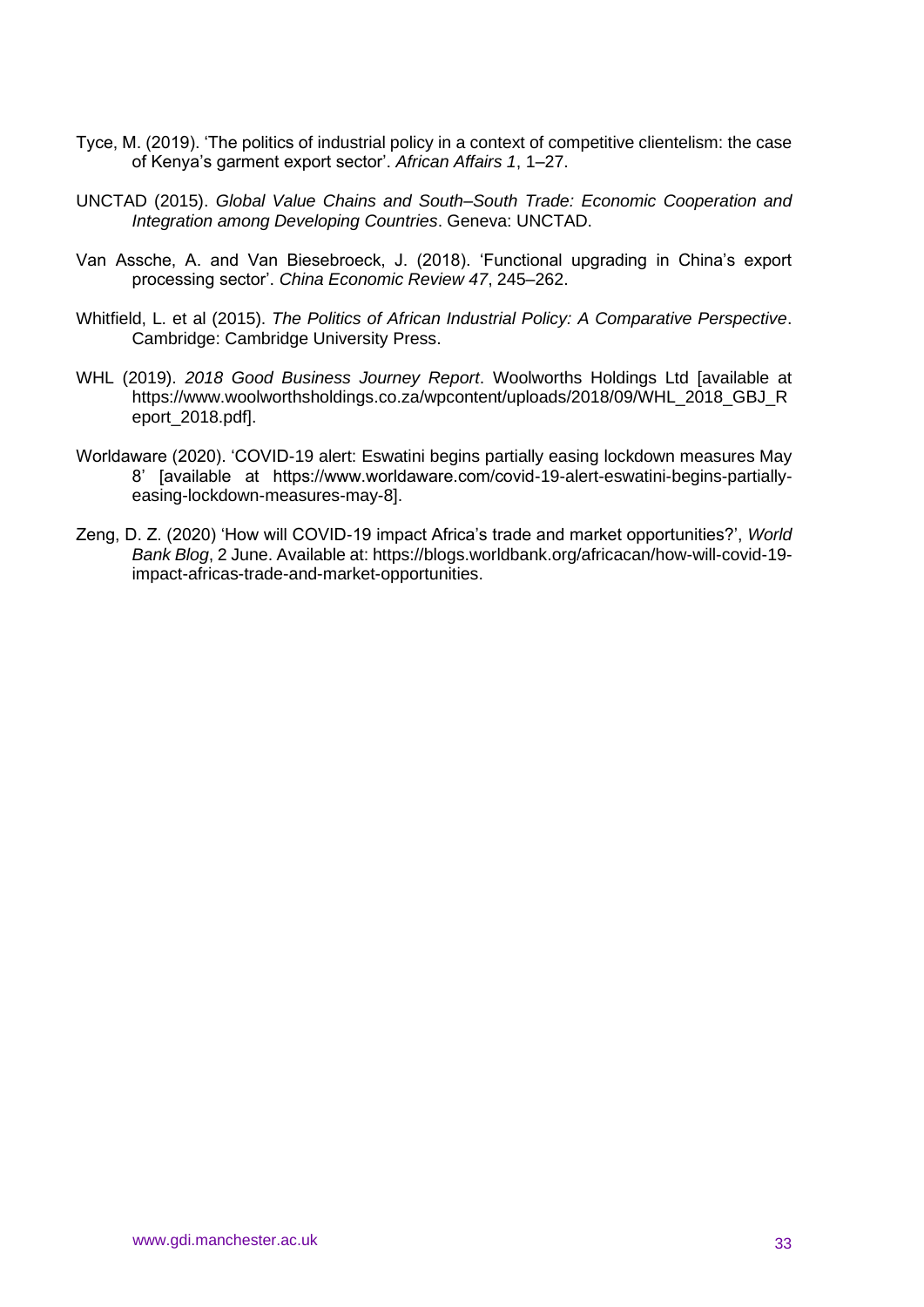Tyce, M. (2019). 'The politics of industrial policy in a context of competitive clientelism: the case of Kenya's garment export sector'. *African Affairs 1*, 1–27.

UNCTAD (2015). *Global Value Chains and South–South Trade: Economic Cooperation and Integration among Developing Countries*. Geneva: UNCTAD.

Van Assche, A. and Van Biesebroeck, J. (2018). 'Functional upgrading in China's export processing sector'. *China Economic Review 47*, 245–262.

Whitfield, L. et al (2015). *The Politics of African Industrial Policy: A Comparative Perspective*. Cambridge: Cambridge University Press.

WHL (2019). *2018 Good Business Journey Report*. Woolworths Holdings Ltd [available at https://www.woolworthsholdings.co.za/wpcontent/uploads/2018/09/WHL_2018_GBJ_Report_2018.pdf].

Worldaware (2020). 'COVID-19 alert: Eswatini begins partially easing lockdown measures May 8' [available at https://www.worldaware.com/covid-19-alert-eswatini-begins-partially-easing-lockdown-measures-may-8].

Zeng, D. Z. (2020) 'How will COVID-19 impact Africa's trade and market opportunities?', *World Bank Blog*, 2 June. Available at: https://blogs.worldbank.org/africacan/how-will-covid-19-impact-africas-trade-and-market-opportunities.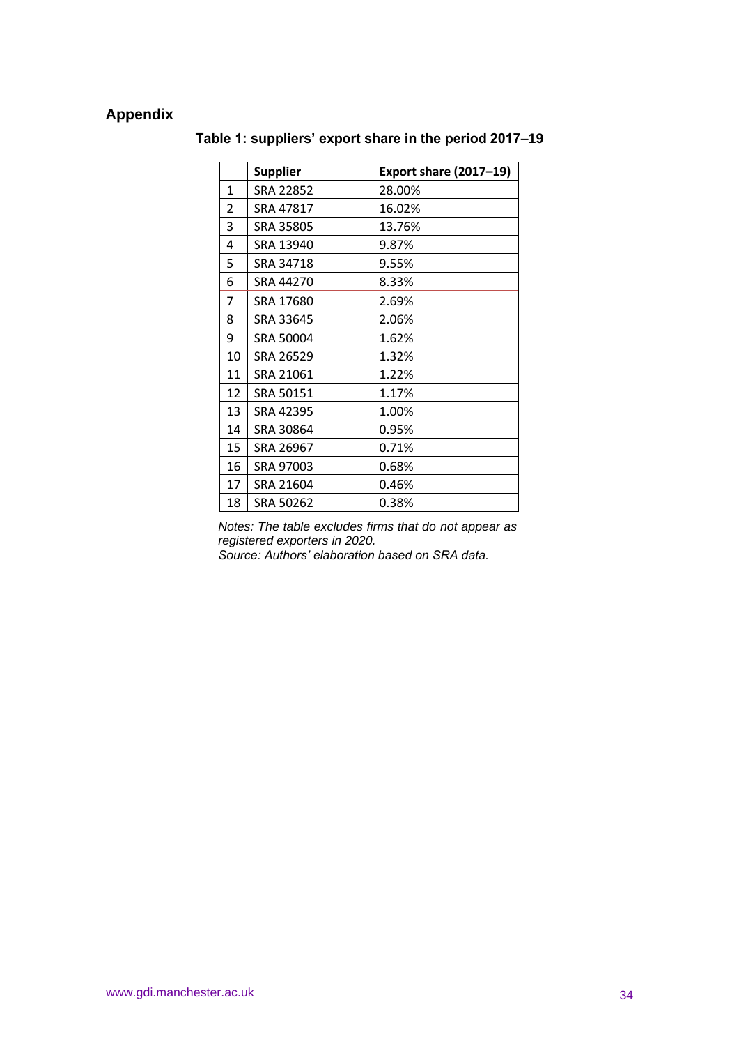## Appendix

**Table 1: suppliers' export share in the period 2017–19**

| | Supplier | Export share (2017–19) |
|---|---|---|
| 1 | SRA 22852 | 28.00% |
| 2 | SRA 47817 | 16.02% |
| 3 | SRA 35805 | 13.76% |
| 4 | SRA 13940 | 9.87% |
| 5 | SRA 34718 | 9.55% |
| 6 | SRA 44270 | 8.33% |
| 7 | SRA 17680 | 2.69% |
| 8 | SRA 33645 | 2.06% |
| 9 | SRA 50004 | 1.62% |
| 10 | SRA 26529 | 1.32% |
| 11 | SRA 21061 | 1.22% |
| 12 | SRA 50151 | 1.17% |
| 13 | SRA 42395 | 1.00% |
| 14 | SRA 30864 | 0.95% |
| 15 | SRA 26967 | 0.71% |
| 16 | SRA 97003 | 0.68% |
| 17 | SRA 21604 | 0.46% |
| 18 | SRA 50262 | 0.38% |

*Notes: The table excludes firms that do not appear as registered exporters in 2020.*
*Source: Authors' elaboration based on SRA data.*

www.gdi.manchester.ac.uk